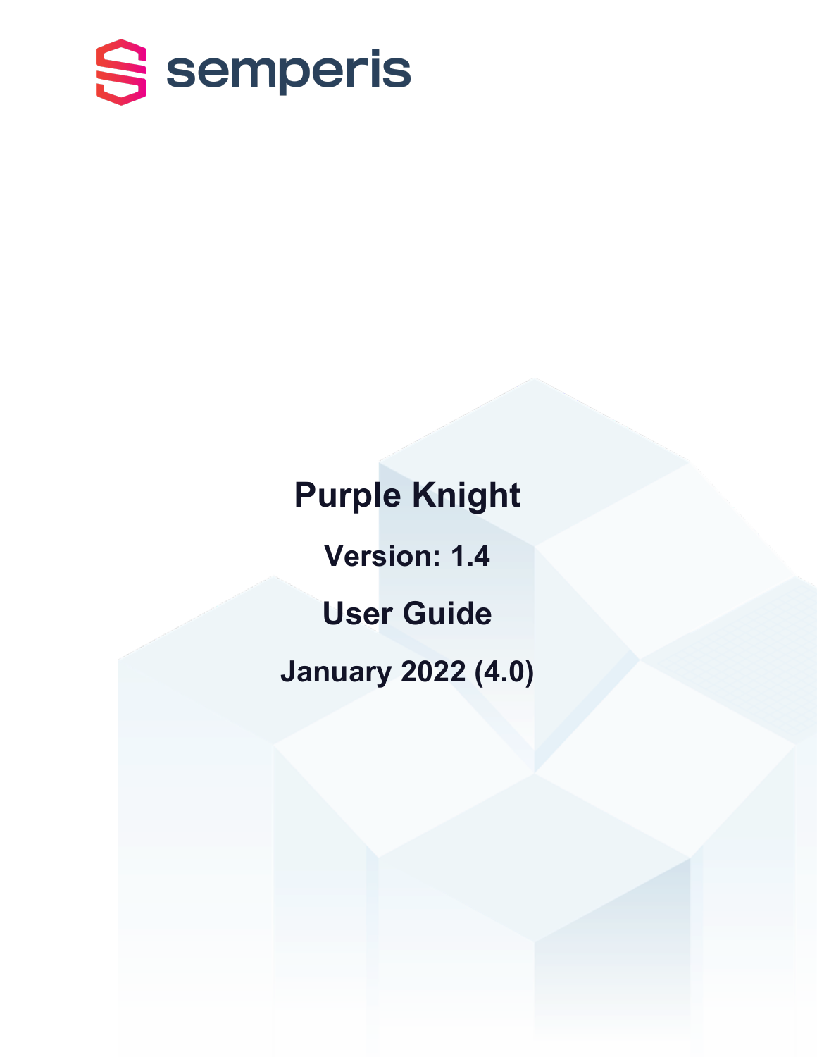semperis

# Purple Knight

## Version: 1.4

## User Guide

## January 2022 (4.0)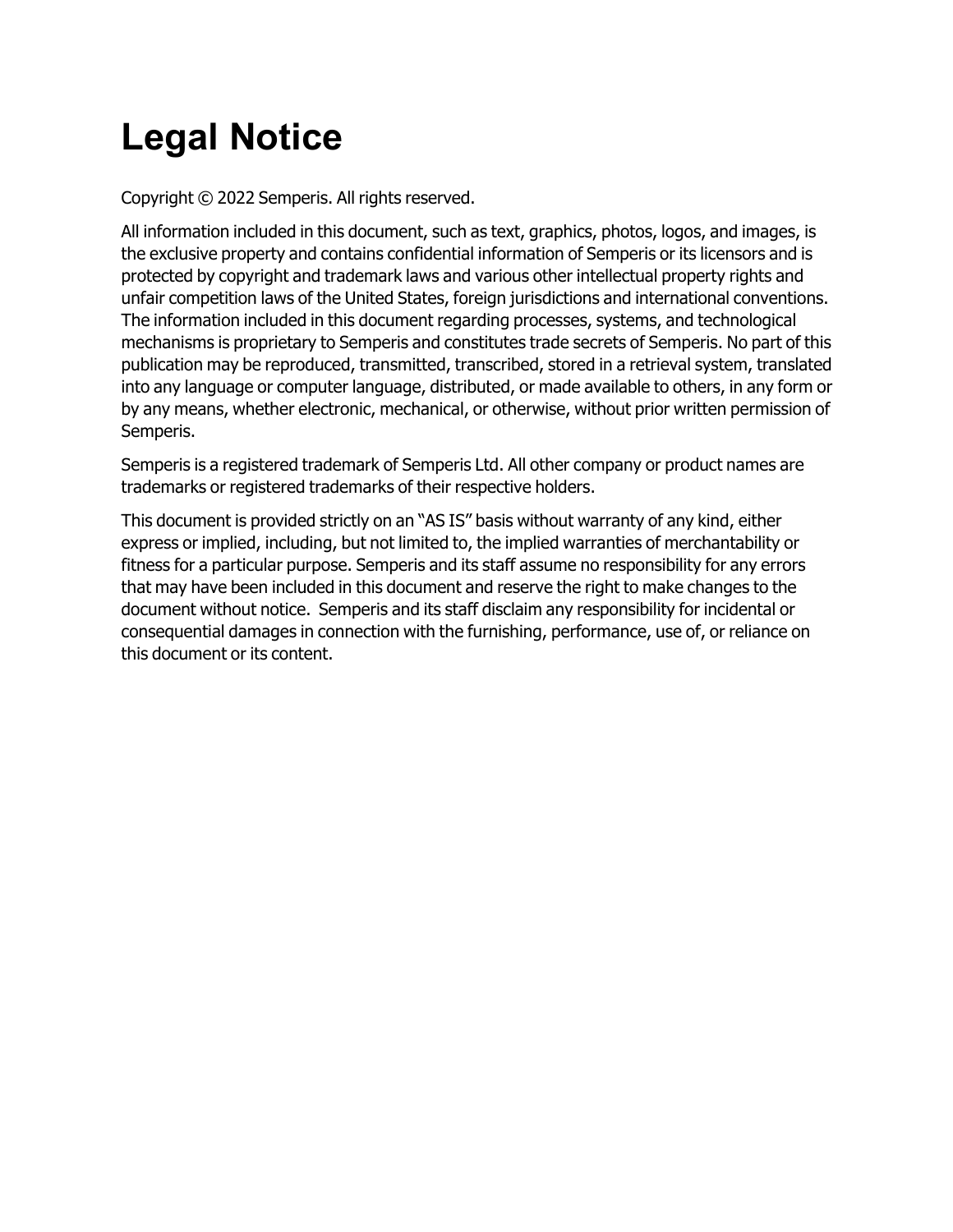# Legal Notice

Copyright © 2022 Semperis. All rights reserved.

All information included in this document, such as text, graphics, photos, logos, and images, is the exclusive property and contains confidential information of Semperis or its licensors and is protected by copyright and trademark laws and various other intellectual property rights and unfair competition laws of the United States, foreign jurisdictions and international conventions. The information included in this document regarding processes, systems, and technological mechanisms is proprietary to Semperis and constitutes trade secrets of Semperis. No part of this publication may be reproduced, transmitted, transcribed, stored in a retrieval system, translated into any language or computer language, distributed, or made available to others, in any form or by any means, whether electronic, mechanical, or otherwise, without prior written permission of Semperis.

Semperis is a registered trademark of Semperis Ltd. All other company or product names are trademarks or registered trademarks of their respective holders.

This document is provided strictly on an "AS IS" basis without warranty of any kind, either express or implied, including, but not limited to, the implied warranties of merchantability or fitness for a particular purpose. Semperis and its staff assume no responsibility for any errors that may have been included in this document and reserve the right to make changes to the document without notice. Semperis and its staff disclaim any responsibility for incidental or consequential damages in connection with the furnishing, performance, use of, or reliance on this document or its content.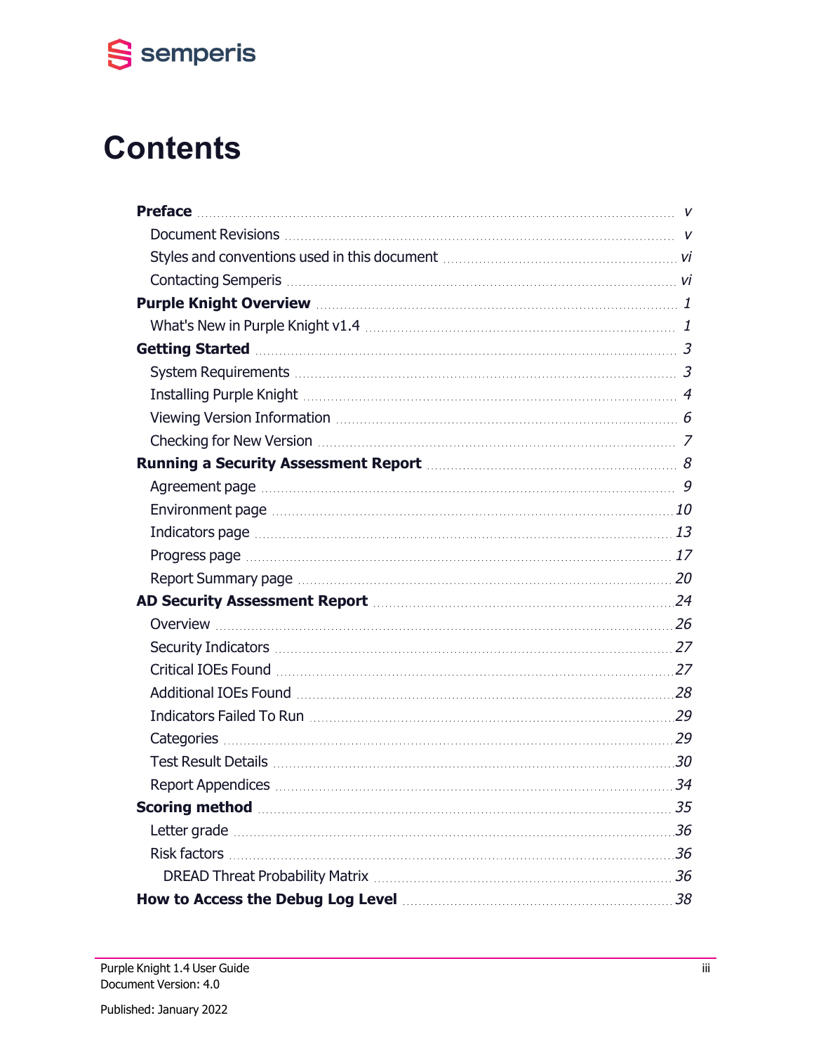# Contents

- **Preface** ... v
  - Document Revisions ... v
  - Styles and conventions used in this document ... vi
  - Contacting Semperis ... vi
- **Purple Knight Overview** ... 1
  - What's New in Purple Knight v1.4 ... 1
- **Getting Started** ... 3
  - System Requirements ... 3
  - Installing Purple Knight ... 4
  - Viewing Version Information ... 6
  - Checking for New Version ... 7
- **Running a Security Assessment Report** ... 8
  - Agreement page ... 9
  - Environment page ... 10
  - Indicators page ... 13
  - Progress page ... 17
  - Report Summary page ... 20
- **AD Security Assessment Report** ... 24
  - Overview ... 26
  - Security Indicators ... 27
  - Critical IOEs Found ... 27
  - Additional IOEs Found ... 28
  - Indicators Failed To Run ... 29
  - Categories ... 29
  - Test Result Details ... 30
  - Report Appendices ... 34
- **Scoring method** ... 35
  - Letter grade ... 36
  - Risk factors ... 36
    - DREAD Threat Probability Matrix ... 36
- **How to Access the Debug Log Level** ... 38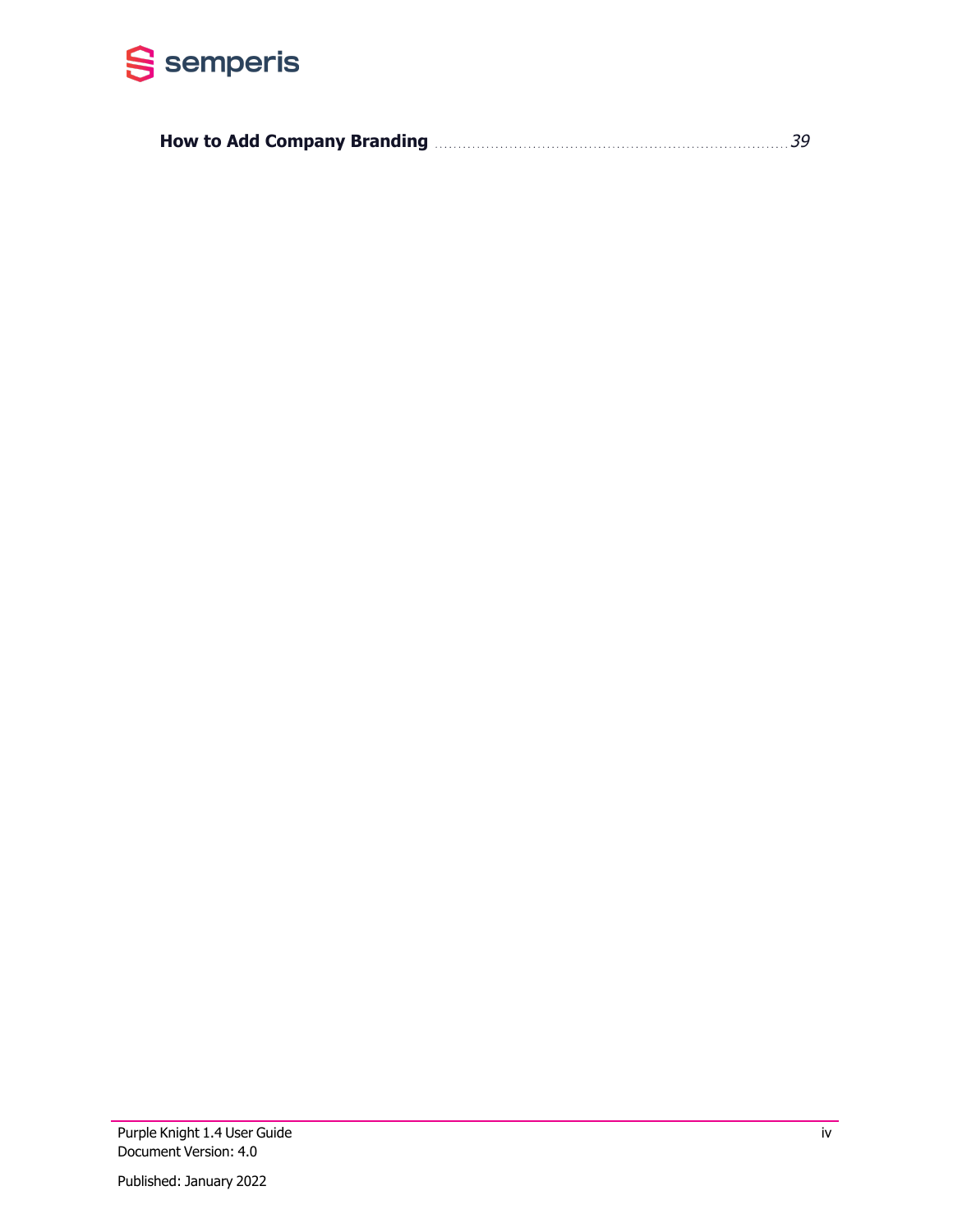**How to Add Company Branding** ........................................................................ *39*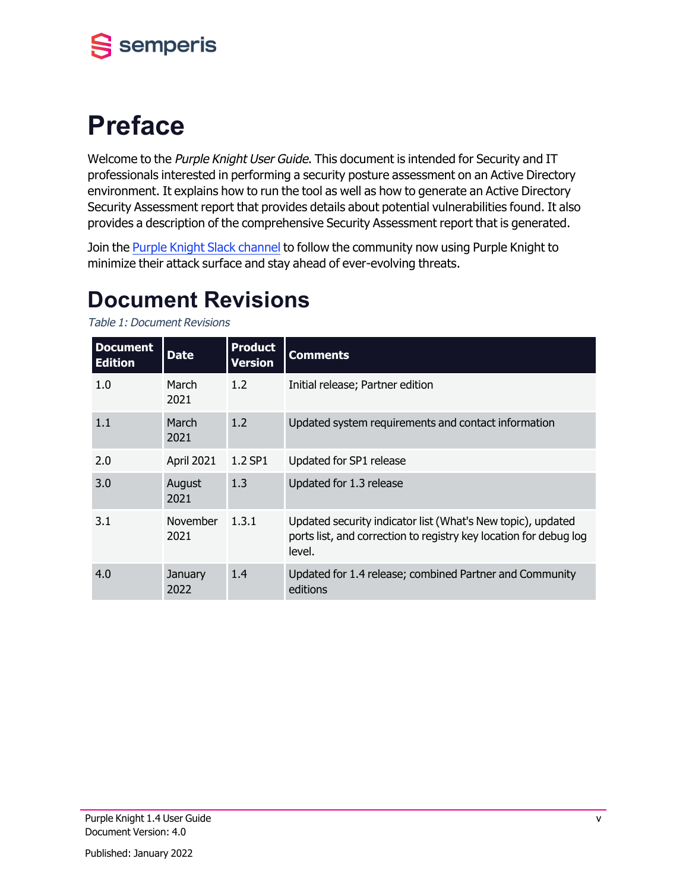# Preface

Welcome to the *Purple Knight User Guide*. This document is intended for Security and IT professionals interested in performing a security posture assessment on an Active Directory environment. It explains how to run the tool as well as how to generate an Active Directory Security Assessment report that provides details about potential vulnerabilities found. It also provides a description of the comprehensive Security Assessment report that is generated.

Join the Purple Knight Slack channel to follow the community now using Purple Knight to minimize their attack surface and stay ahead of ever-evolving threats.

## Document Revisions

*Table 1: Document Revisions*

| Document Edition | Date | Product Version | Comments |
|---|---|---|---|
| 1.0 | March 2021 | 1.2 | Initial release; Partner edition |
| 1.1 | March 2021 | 1.2 | Updated system requirements and contact information |
| 2.0 | April 2021 | 1.2 SP1 | Updated for SP1 release |
| 3.0 | August 2021 | 1.3 | Updated for 1.3 release |
| 3.1 | November 2021 | 1.3.1 | Updated security indicator list (What's New topic), updated ports list, and correction to registry key location for debug log level. |
| 4.0 | January 2022 | 1.4 | Updated for 1.4 release; combined Partner and Community editions |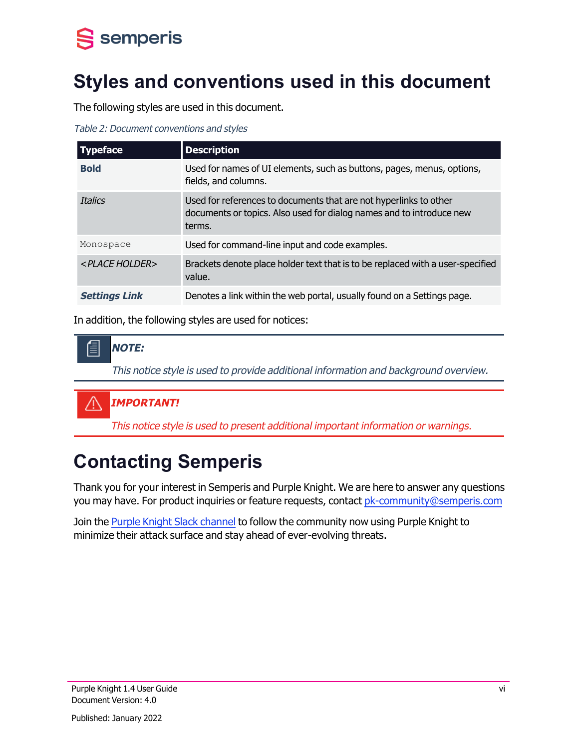# Styles and conventions used in this document

The following styles are used in this document.

*Table 2: Document conventions and styles*

| Typeface | Description |
| --- | --- |
| **Bold** | Used for names of UI elements, such as buttons, pages, menus, options, fields, and columns. |
| *Italics* | Used for references to documents that are not hyperlinks to other documents or topics. Also used for dialog names and to introduce new terms. |
| `Monospace` | Used for command-line input and code examples. |
| *<PLACE HOLDER>* | Brackets denote place holder text that is to be replaced with a user-specified value. |
| ***Settings Link*** | Denotes a link within the web portal, usually found on a Settings page. |

In addition, the following styles are used for notices:

> ***NOTE:***
>
> *This notice style is used to provide additional information and background overview.*

> ***IMPORTANT!***
>
> *This notice style is used to present additional important information or warnings.*

# Contacting Semperis

Thank you for your interest in Semperis and Purple Knight. We are here to answer any questions you may have. For product inquiries or feature requests, contact pk-community@semperis.com

Join the Purple Knight Slack channel to follow the community now using Purple Knight to minimize their attack surface and stay ahead of ever-evolving threats.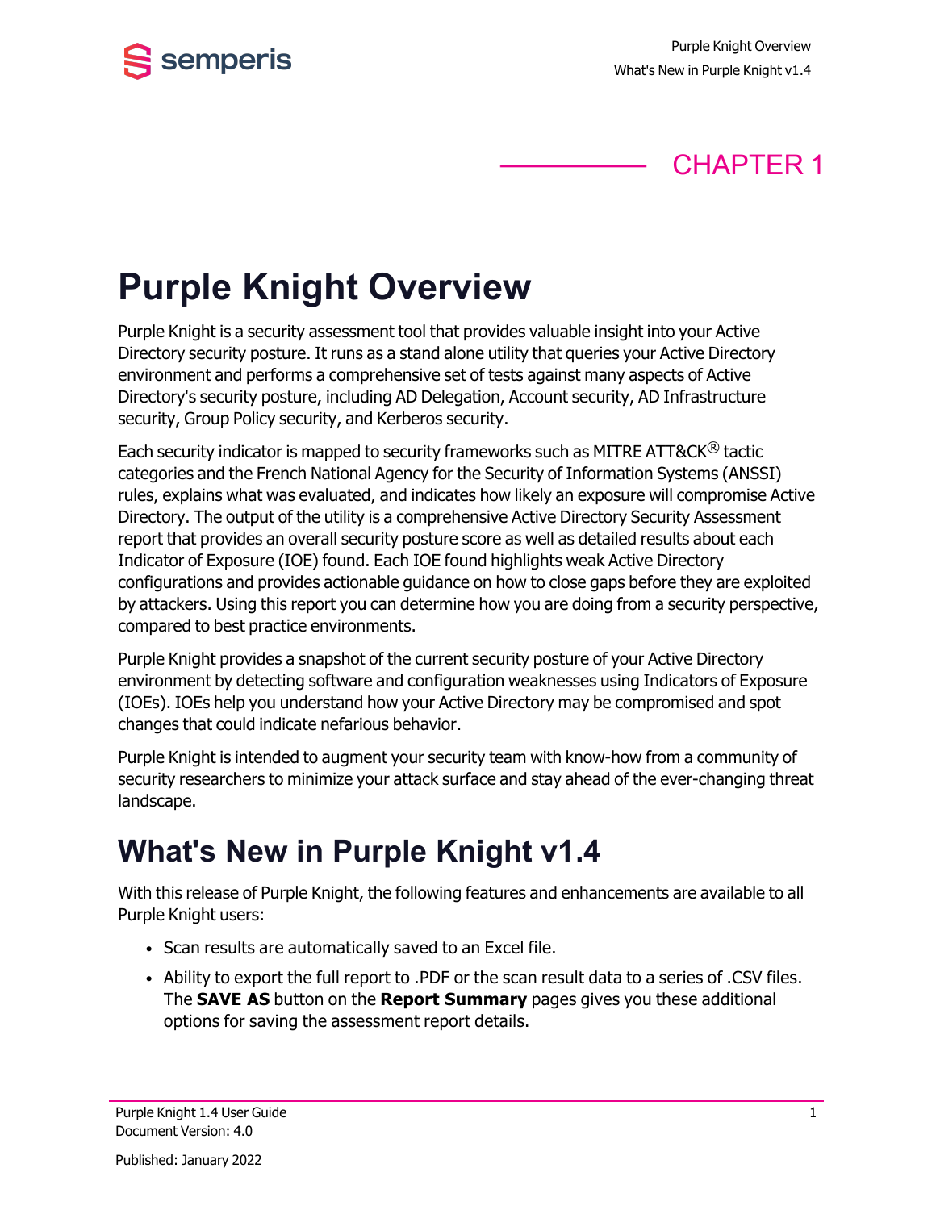CHAPTER 1

# Purple Knight Overview

Purple Knight is a security assessment tool that provides valuable insight into your Active Directory security posture. It runs as a stand alone utility that queries your Active Directory environment and performs a comprehensive set of tests against many aspects of Active Directory's security posture, including AD Delegation, Account security, AD Infrastructure security, Group Policy security, and Kerberos security.

Each security indicator is mapped to security frameworks such as MITRE ATT&CK® tactic categories and the French National Agency for the Security of Information Systems (ANSSI) rules, explains what was evaluated, and indicates how likely an exposure will compromise Active Directory. The output of the utility is a comprehensive Active Directory Security Assessment report that provides an overall security posture score as well as detailed results about each Indicator of Exposure (IOE) found. Each IOE found highlights weak Active Directory configurations and provides actionable guidance on how to close gaps before they are exploited by attackers. Using this report you can determine how you are doing from a security perspective, compared to best practice environments.

Purple Knight provides a snapshot of the current security posture of your Active Directory environment by detecting software and configuration weaknesses using Indicators of Exposure (IOEs). IOEs help you understand how your Active Directory may be compromised and spot changes that could indicate nefarious behavior.

Purple Knight is intended to augment your security team with know-how from a community of security researchers to minimize your attack surface and stay ahead of the ever-changing threat landscape.

## What's New in Purple Knight v1.4

With this release of Purple Knight, the following features and enhancements are available to all Purple Knight users:

- Scan results are automatically saved to an Excel file.
- Ability to export the full report to .PDF or the scan result data to a series of .CSV files. The **SAVE AS** button on the **Report Summary** pages gives you these additional options for saving the assessment report details.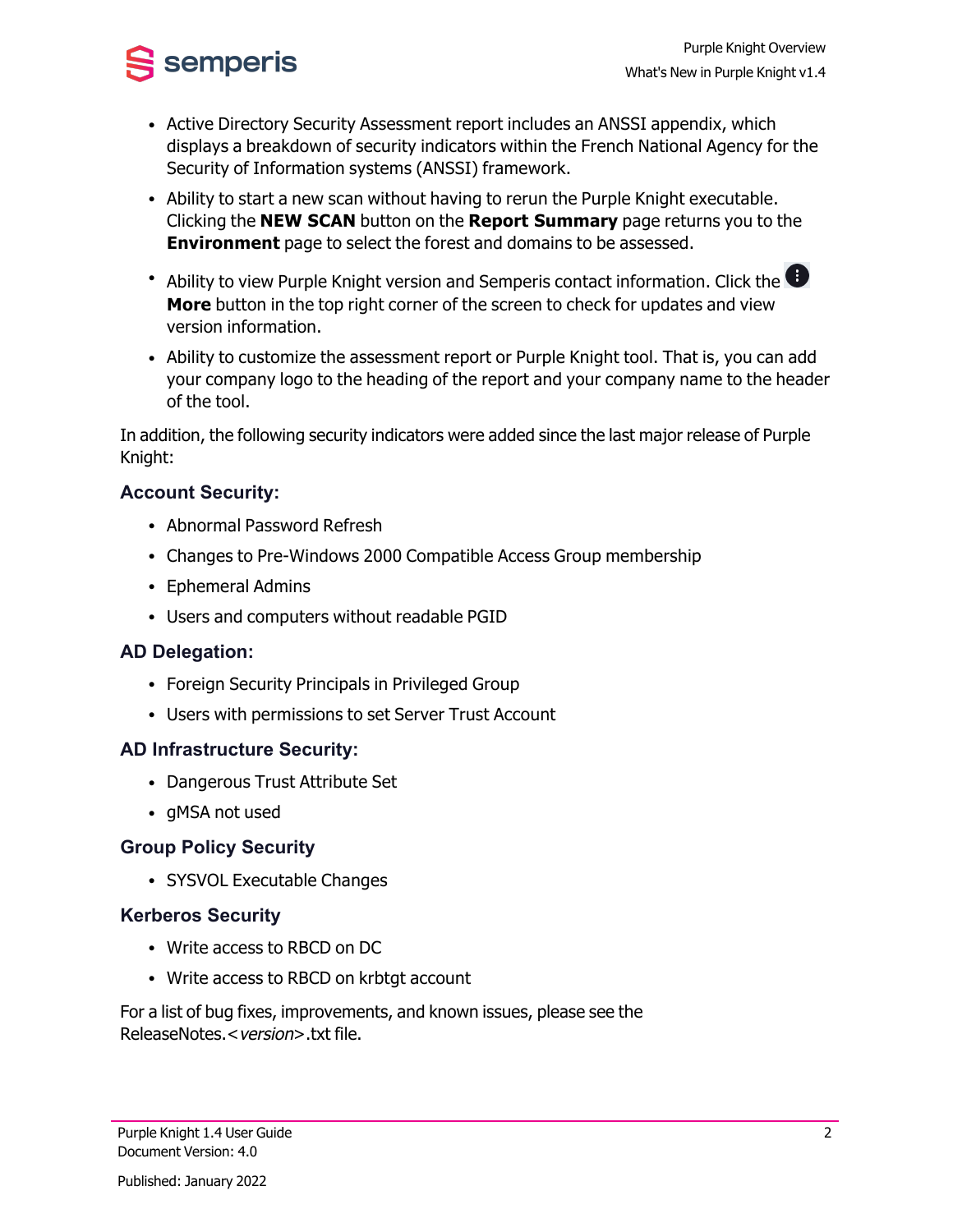- Active Directory Security Assessment report includes an ANSSI appendix, which displays a breakdown of security indicators within the French National Agency for the Security of Information systems (ANSSI) framework.
- Ability to start a new scan without having to rerun the Purple Knight executable. Clicking the **NEW SCAN** button on the **Report Summary** page returns you to the **Environment** page to select the forest and domains to be assessed.
- Ability to view Purple Knight version and Semperis contact information. Click the **More** button in the top right corner of the screen to check for updates and view version information.
- Ability to customize the assessment report or Purple Knight tool. That is, you can add your company logo to the heading of the report and your company name to the header of the tool.

In addition, the following security indicators were added since the last major release of Purple Knight:

### Account Security:

- Abnormal Password Refresh
- Changes to Pre-Windows 2000 Compatible Access Group membership
- Ephemeral Admins
- Users and computers without readable PGID

### AD Delegation:

- Foreign Security Principals in Privileged Group
- Users with permissions to set Server Trust Account

### AD Infrastructure Security:

- Dangerous Trust Attribute Set
- gMSA not used

### Group Policy Security

- SYSVOL Executable Changes

### Kerberos Security

- Write access to RBCD on DC
- Write access to RBCD on krbtgt account

For a list of bug fixes, improvements, and known issues, please see the ReleaseNotes.<*version*>.txt file.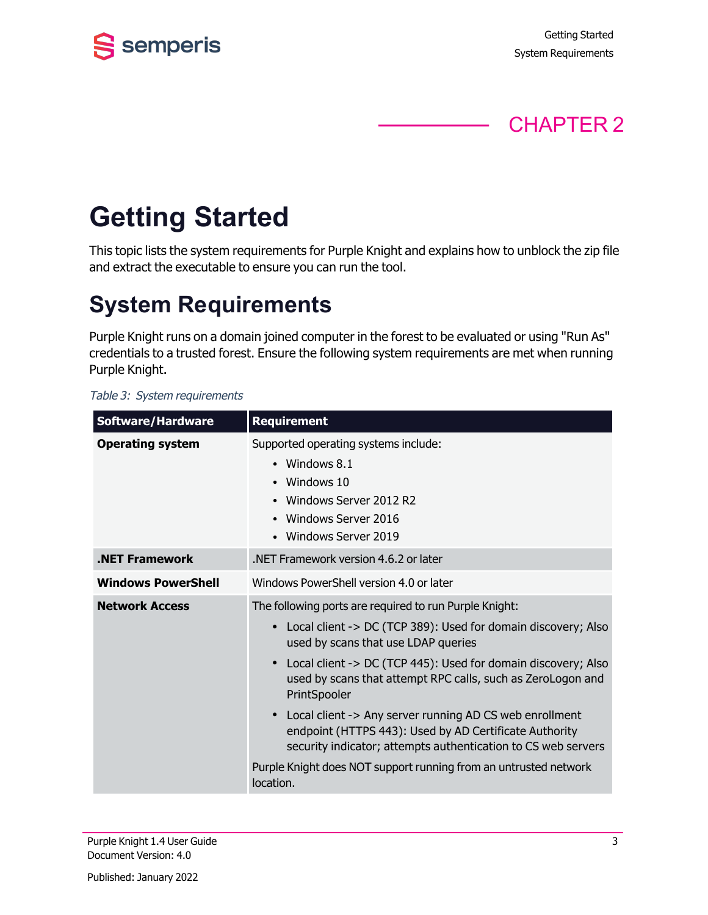CHAPTER 2

# Getting Started

This topic lists the system requirements for Purple Knight and explains how to unblock the zip file and extract the executable to ensure you can run the tool.

## System Requirements

Purple Knight runs on a domain joined computer in the forest to be evaluated or using "Run As" credentials to a trusted forest. Ensure the following system requirements are met when running Purple Knight.

*Table 3: System requirements*

| Software/Hardware | Requirement |
|---|---|
| **Operating system** | Supported operating systems include:<br>• Windows 8.1<br>• Windows 10<br>• Windows Server 2012 R2<br>• Windows Server 2016<br>• Windows Server 2019 |
| **.NET Framework** | .NET Framework version 4.6.2 or later |
| **Windows PowerShell** | Windows PowerShell version 4.0 or later |
| **Network Access** | The following ports are required to run Purple Knight:<br>• Local client -> DC (TCP 389): Used for domain discovery; Also used by scans that use LDAP queries<br>• Local client -> DC (TCP 445): Used for domain discovery; Also used by scans that attempt RPC calls, such as ZeroLogon and PrintSpooler<br>• Local client -> Any server running AD CS web enrollment endpoint (HTTPS 443): Used by AD Certificate Authority security indicator; attempts authentication to CS web servers<br>Purple Knight does NOT support running from an untrusted network location. |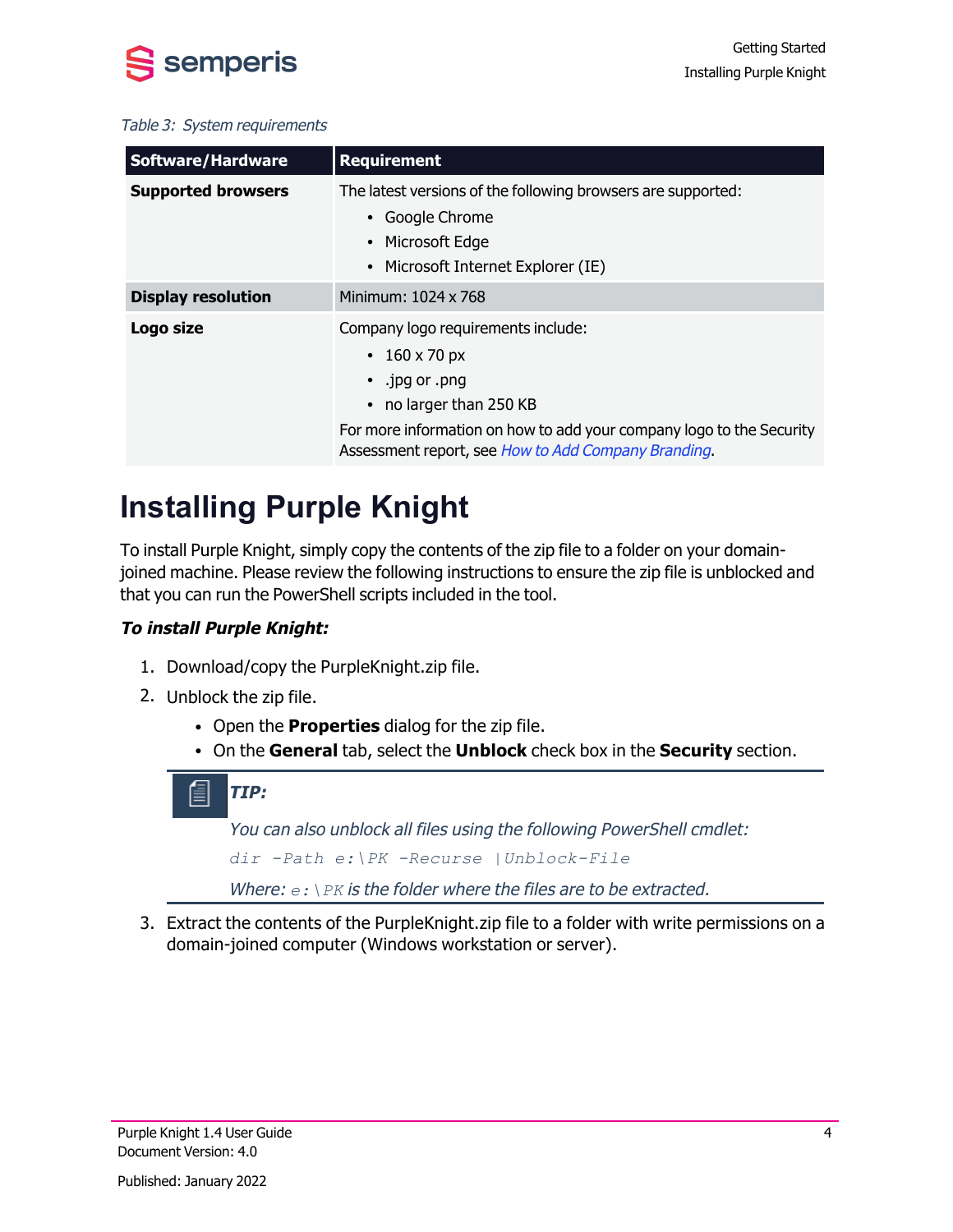*Table 3: System requirements*

| Software/Hardware | Requirement |
| --- | --- |
| **Supported browsers** | The latest versions of the following browsers are supported:<br>• Google Chrome<br>• Microsoft Edge<br>• Microsoft Internet Explorer (IE) |
| **Display resolution** | Minimum: 1024 x 768 |
| **Logo size** | Company logo requirements include:<br>• 160 x 70 px<br>• .jpg or .png<br>• no larger than 250 KB<br>For more information on how to add your company logo to the Security Assessment report, see *How to Add Company Branding*. |

# Installing Purple Knight

To install Purple Knight, simply copy the contents of the zip file to a folder on your domain-joined machine. Please review the following instructions to ensure the zip file is unblocked and that you can run the PowerShell scripts included in the tool.

***To install Purple Knight:***

1. Download/copy the PurpleKnight.zip file.
2. Unblock the zip file.
   - Open the **Properties** dialog for the zip file.
   - On the **General** tab, select the **Unblock** check box in the **Security** section.

> ***TIP:***
>
> *You can also unblock all files using the following PowerShell cmdlet:*
>
> ```
> dir -Path e:\PK -Recurse |Unblock-File
> ```
>
> *Where:* `e:\PK` *is the folder where the files are to be extracted.*

3. Extract the contents of the PurpleKnight.zip file to a folder with write permissions on a domain-joined computer (Windows workstation or server).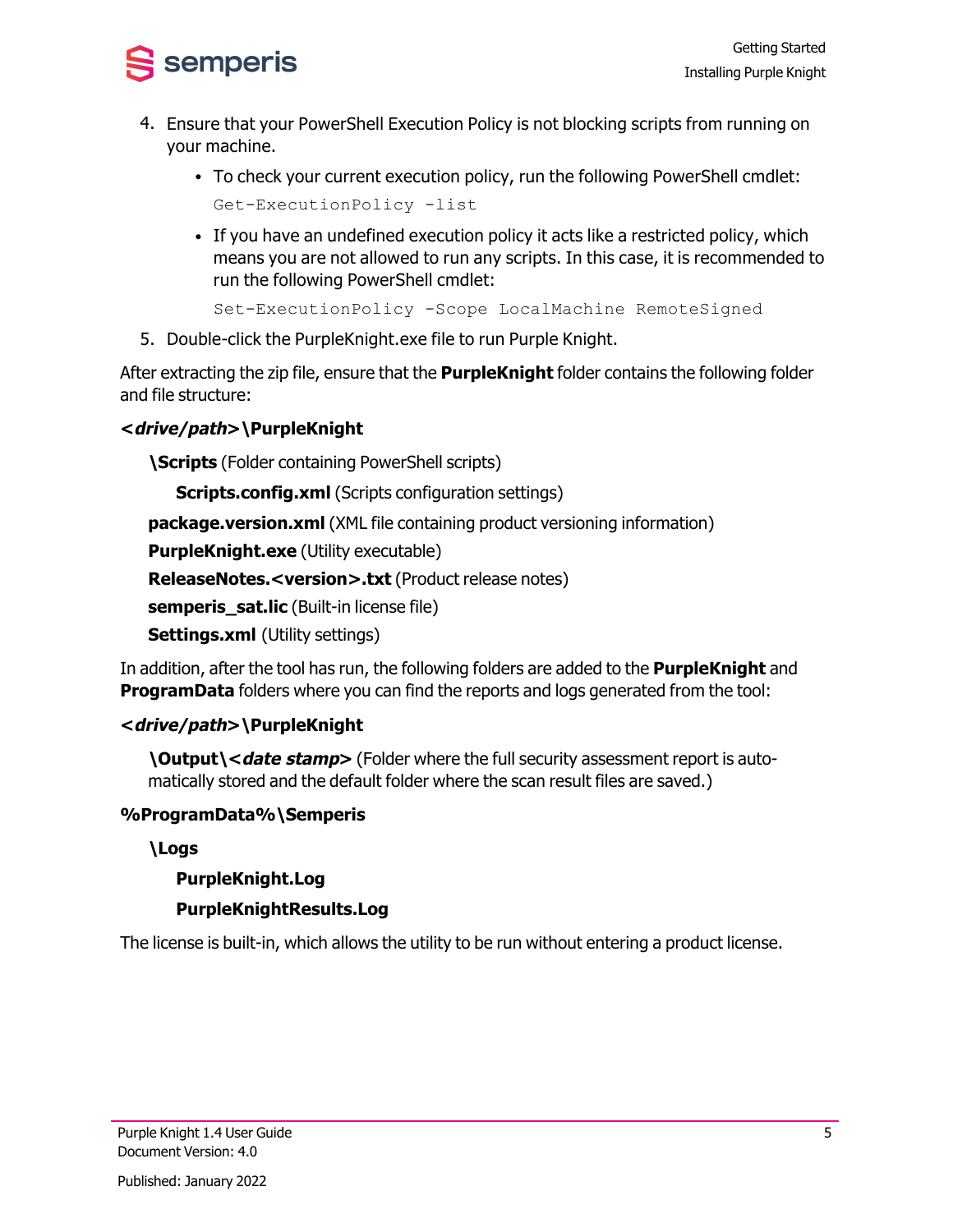4. Ensure that your PowerShell Execution Policy is not blocking scripts from running on your machine.
   - To check your current execution policy, run the following PowerShell cmdlet:

     ```
     Get-ExecutionPolicy -list
     ```

   - If you have an undefined execution policy it acts like a restricted policy, which means you are not allowed to run any scripts. In this case, it is recommended to run the following PowerShell cmdlet:

     ```
     Set-ExecutionPolicy -Scope LocalMachine RemoteSigned
     ```

5. Double-click the PurpleKnight.exe file to run Purple Knight.

After extracting the zip file, ensure that the **PurpleKnight** folder contains the following folder and file structure:

***<drive/path>*\PurpleKnight**

- **\Scripts** (Folder containing PowerShell scripts)
  - **Scripts.config.xml** (Scripts configuration settings)
- **package.version.xml** (XML file containing product versioning information)
- **PurpleKnight.exe** (Utility executable)
- **ReleaseNotes.<version>.txt** (Product release notes)
- **semperis_sat.lic** (Built-in license file)
- **Settings.xml** (Utility settings)

In addition, after the tool has run, the following folders are added to the **PurpleKnight** and **ProgramData** folders where you can find the reports and logs generated from the tool:

***<drive/path>*\PurpleKnight**

- **\Output\<*date stamp*>** (Folder where the full security assessment report is automatically stored and the default folder where the scan result files are saved.)

**%ProgramData%\Semperis**

- **\Logs**
  - **PurpleKnight.Log**
  - **PurpleKnightResults.Log**

The license is built-in, which allows the utility to be run without entering a product license.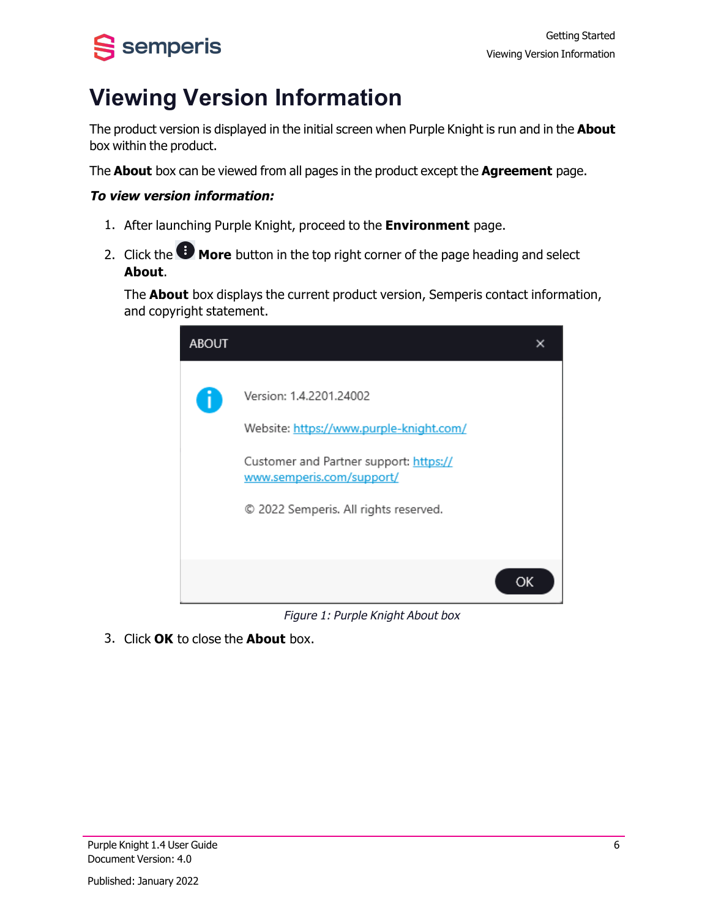# Viewing Version Information

The product version is displayed in the initial screen when Purple Knight is run and in the **About** box within the product.

The **About** box can be viewed from all pages in the product except the **Agreement** page.

***To view version information:***

1. After launching Purple Knight, proceed to the **Environment** page.
2. Click the **More** button in the top right corner of the page heading and select **About**.

   The **About** box displays the current product version, Semperis contact information, and copyright statement.

   *Figure 1: Purple Knight About box*

3. Click **OK** to close the **About** box.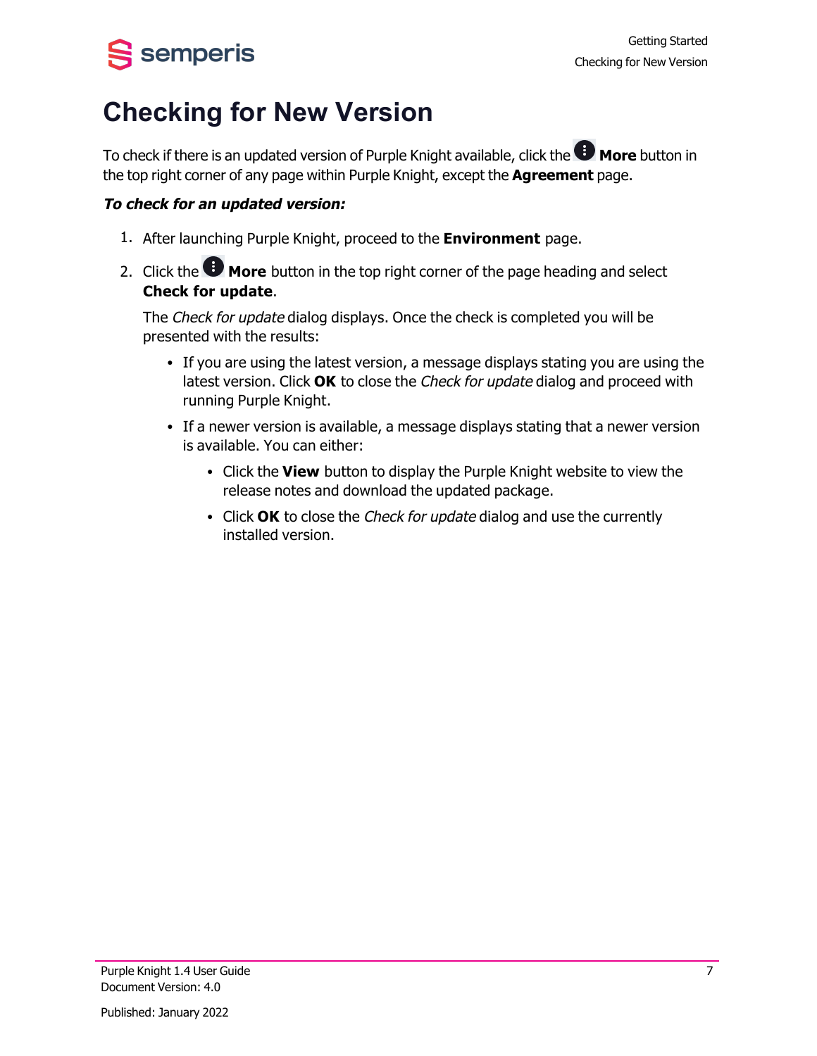# Checking for New Version

To check if there is an updated version of Purple Knight available, click the **More** button in the top right corner of any page within Purple Knight, except the **Agreement** page.

***To check for an updated version:***

1. After launching Purple Knight, proceed to the **Environment** page.
2. Click the **More** button in the top right corner of the page heading and select **Check for update**.

   The *Check for update* dialog displays. Once the check is completed you will be presented with the results:

   - If you are using the latest version, a message displays stating you are using the latest version. Click **OK** to close the *Check for update* dialog and proceed with running Purple Knight.
   - If a newer version is available, a message displays stating that a newer version is available. You can either:
     - Click the **View** button to display the Purple Knight website to view the release notes and download the updated package.
     - Click **OK** to close the *Check for update* dialog and use the currently installed version.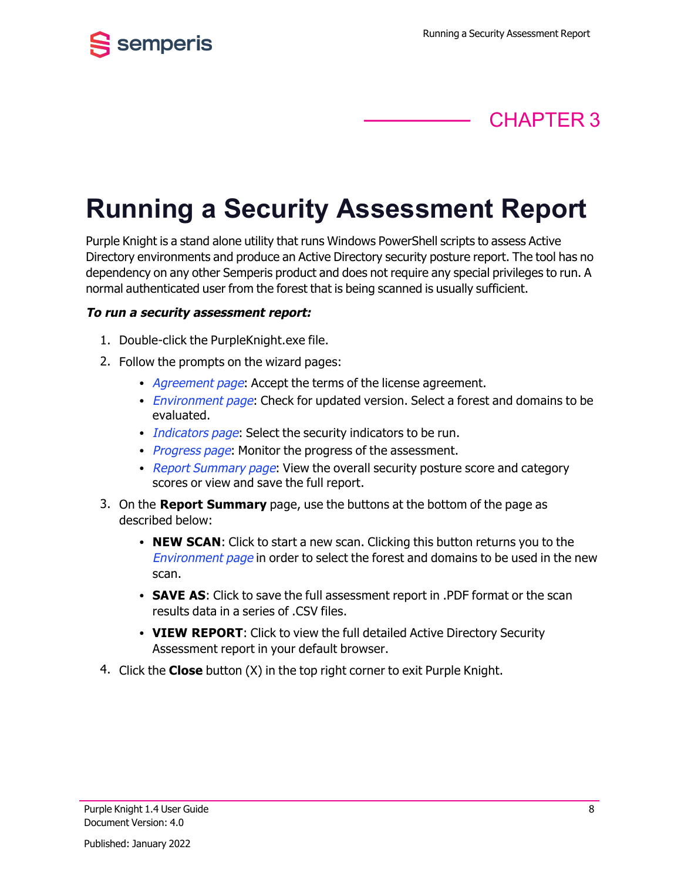CHAPTER 3

# Running a Security Assessment Report

Purple Knight is a stand alone utility that runs Windows PowerShell scripts to assess Active Directory environments and produce an Active Directory security posture report. The tool has no dependency on any other Semperis product and does not require any special privileges to run. A normal authenticated user from the forest that is being scanned is usually sufficient.

***To run a security assessment report:***

1. Double-click the PurpleKnight.exe file.
2. Follow the prompts on the wizard pages:
   - *Agreement page*: Accept the terms of the license agreement.
   - *Environment page*: Check for updated version. Select a forest and domains to be evaluated.
   - *Indicators page*: Select the security indicators to be run.
   - *Progress page*: Monitor the progress of the assessment.
   - *Report Summary page*: View the overall security posture score and category scores or view and save the full report.
3. On the **Report Summary** page, use the buttons at the bottom of the page as described below:
   - **NEW SCAN**: Click to start a new scan. Clicking this button returns you to the *Environment page* in order to select the forest and domains to be used in the new scan.
   - **SAVE AS**: Click to save the full assessment report in .PDF format or the scan results data in a series of .CSV files.
   - **VIEW REPORT**: Click to view the full detailed Active Directory Security Assessment report in your default browser.
4. Click the **Close** button (X) in the top right corner to exit Purple Knight.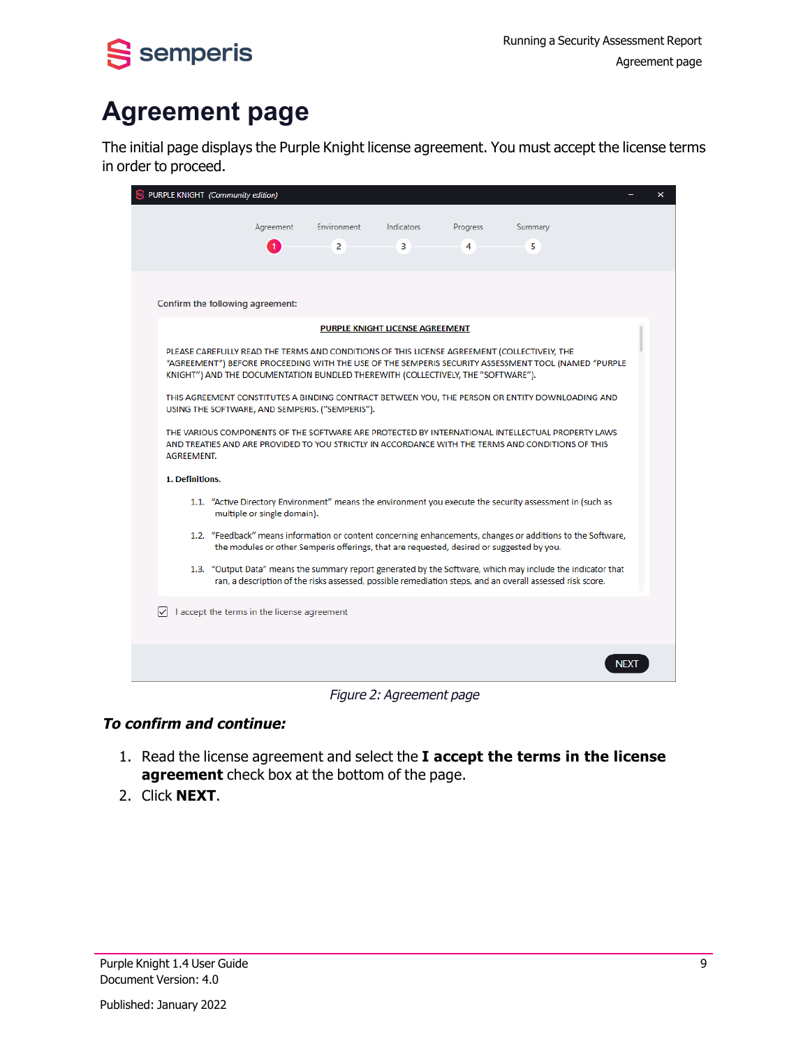# Agreement page

The initial page displays the Purple Knight license agreement. You must accept the license terms in order to proceed.

*Figure 2: Agreement page*

***To confirm and continue:***

1. Read the license agreement and select the **I accept the terms in the license agreement** check box at the bottom of the page.
2. Click **NEXT**.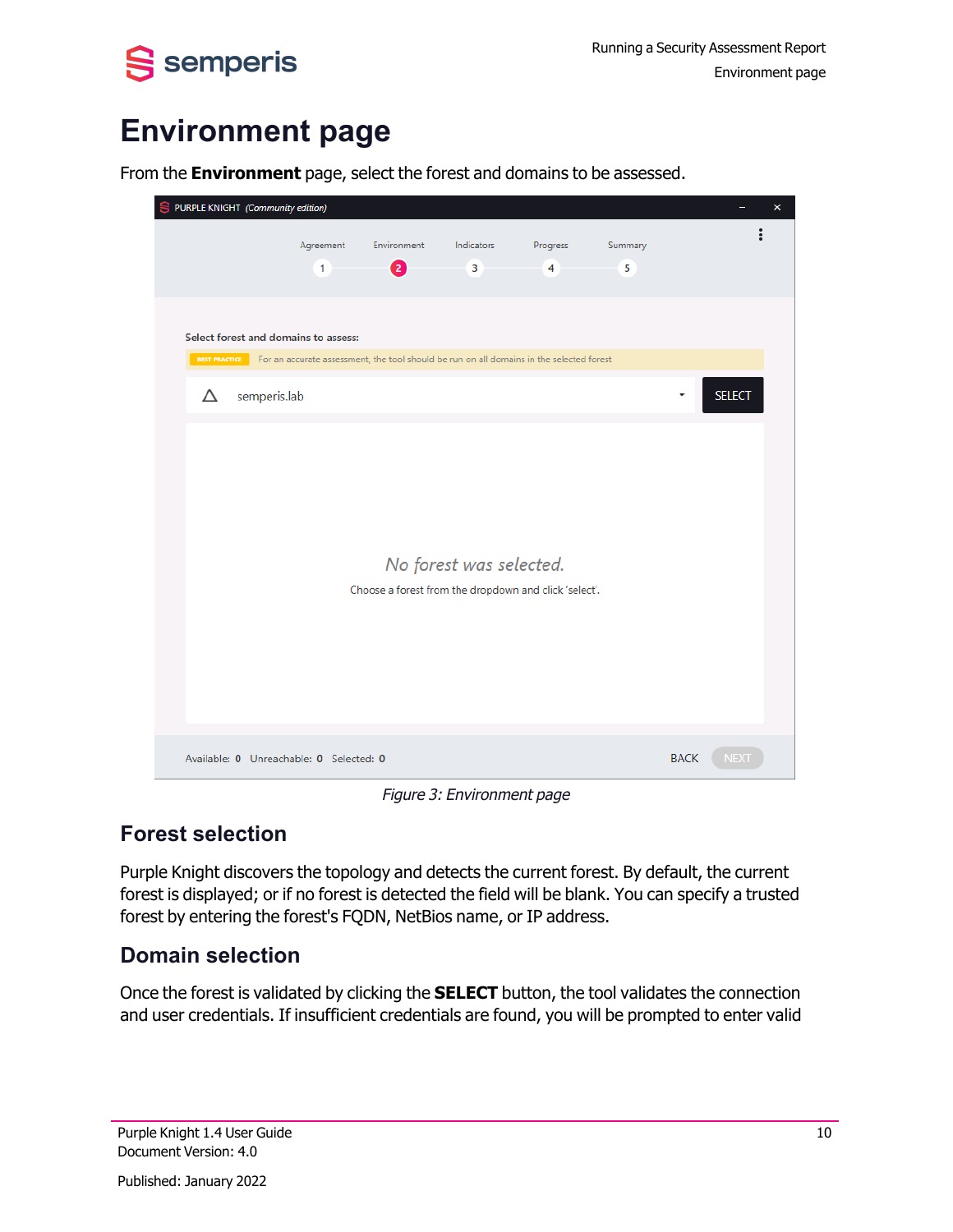# Environment page

From the **Environment** page, select the forest and domains to be assessed.

*Figure 3: Environment page*

## Forest selection

Purple Knight discovers the topology and detects the current forest. By default, the current forest is displayed; or if no forest is detected the field will be blank. You can specify a trusted forest by entering the forest's FQDN, NetBios name, or IP address.

## Domain selection

Once the forest is validated by clicking the **SELECT** button, the tool validates the connection and user credentials. If insufficient credentials are found, you will be prompted to enter valid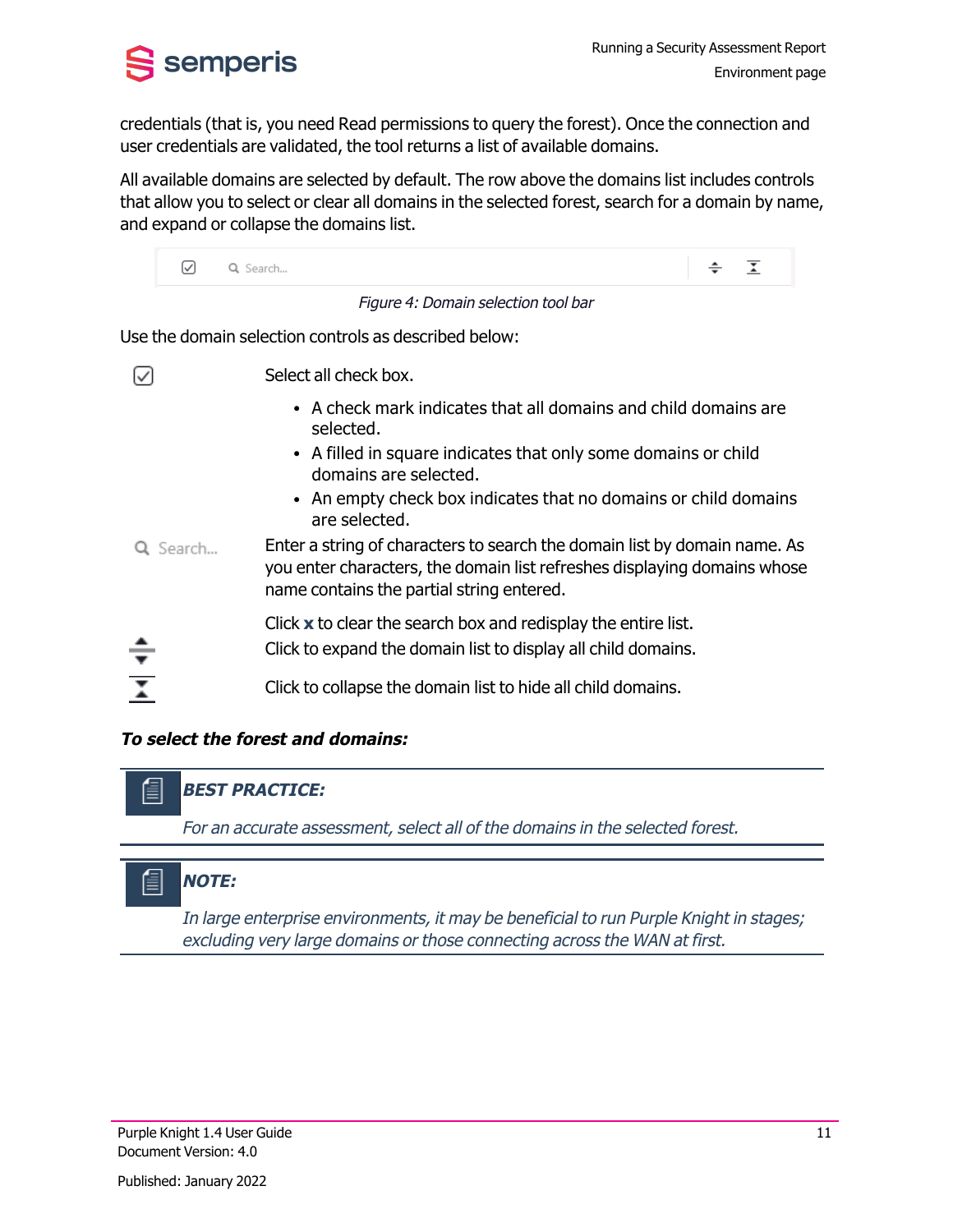credentials (that is, you need Read permissions to query the forest). Once the connection and user credentials are validated, the tool returns a list of available domains.

All available domains are selected by default. The row above the domains list includes controls that allow you to select or clear all domains in the selected forest, search for a domain by name, and expand or collapse the domains list.

*Figure 4: Domain selection tool bar*

Use the domain selection controls as described below:

| Control | Description |
| --- | --- |
| ☑ | Select all check box.<br>• A check mark indicates that all domains and child domains are selected.<br>• A filled in square indicates that only some domains or child domains are selected.<br>• An empty check box indicates that no domains or child domains are selected. |
| Search... | Enter a string of characters to search the domain list by domain name. As you enter characters, the domain list refreshes displaying domains whose name contains the partial string entered.<br><br>Click **x** to clear the search box and redisplay the entire list. |
| Expand | Click to expand the domain list to display all child domains. |
| Collapse | Click to collapse the domain list to hide all child domains. |

***To select the forest and domains:***

> ***BEST PRACTICE:***
>
> *For an accurate assessment, select all of the domains in the selected forest.*

> ***NOTE:***
>
> *In large enterprise environments, it may be beneficial to run Purple Knight in stages; excluding very large domains or those connecting across the WAN at first.*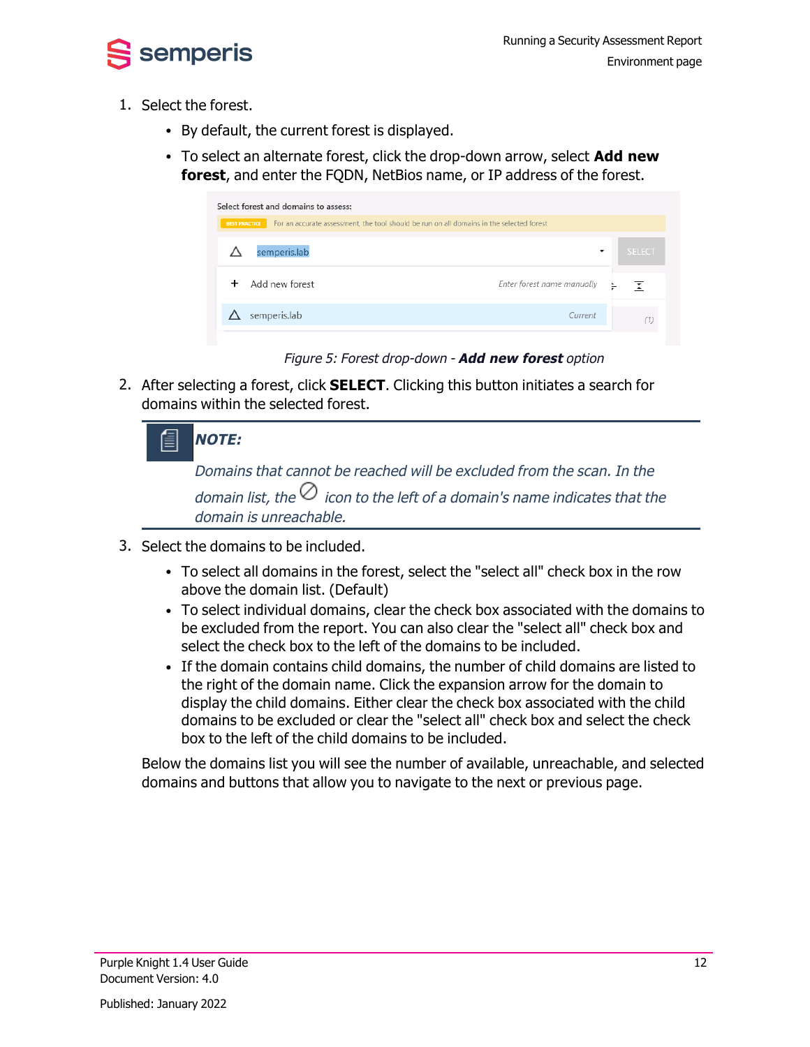1. Select the forest.
   - By default, the current forest is displayed.
   - To select an alternate forest, click the drop-down arrow, select **Add new forest**, and enter the FQDN, NetBios name, or IP address of the forest.

*Figure 5: Forest drop-down - **Add new forest** option*

2. After selecting a forest, click **SELECT**. Clicking this button initiates a search for domains within the selected forest.

> ***NOTE:***
>
> *Domains that cannot be reached will be excluded from the scan. In the domain list, the ⊘ icon to the left of a domain's name indicates that the domain is unreachable.*

3. Select the domains to be included.
   - To select all domains in the forest, select the "select all" check box in the row above the domain list. (Default)
   - To select individual domains, clear the check box associated with the domains to be excluded from the report. You can also clear the "select all" check box and select the check box to the left of the domains to be included.
   - If the domain contains child domains, the number of child domains are listed to the right of the domain name. Click the expansion arrow for the domain to display the child domains. Either clear the check box associated with the child domains to be excluded or clear the "select all" check box and select the check box to the left of the child domains to be included.

   Below the domains list you will see the number of available, unreachable, and selected domains and buttons that allow you to navigate to the next or previous page.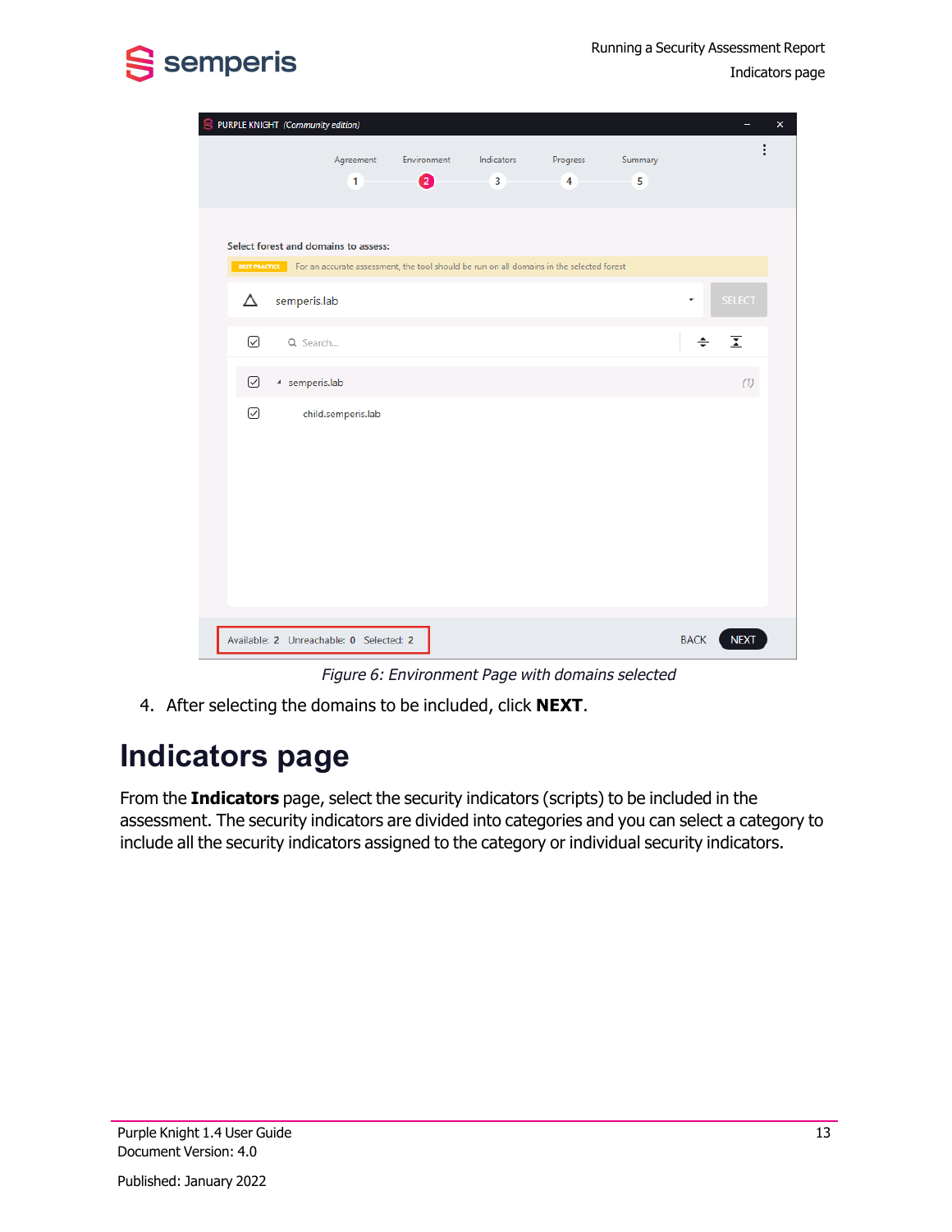*Figure 6: Environment Page with domains selected*

4. After selecting the domains to be included, click **NEXT**.

## Indicators page

From the **Indicators** page, select the security indicators (scripts) to be included in the assessment. The security indicators are divided into categories and you can select a category to include all the security indicators assigned to the category or individual security indicators.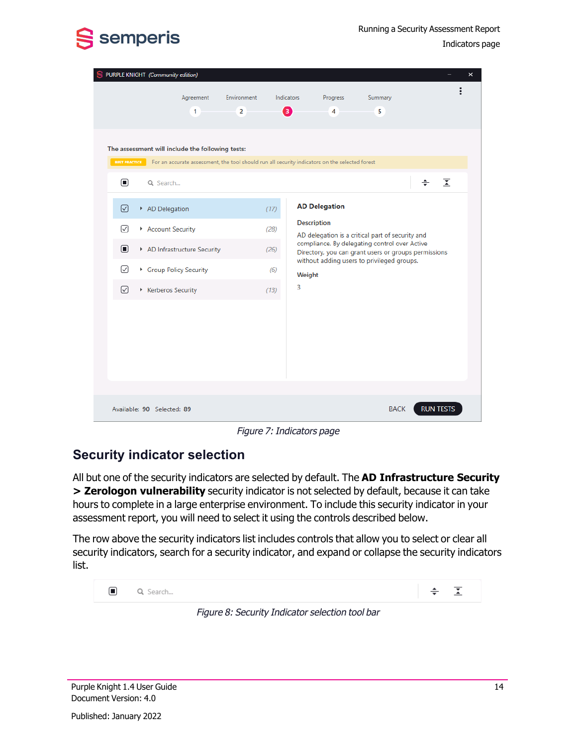Figure 7: Indicators page

## Security indicator selection

All but one of the security indicators are selected by default. The **AD Infrastructure Security > Zerologon vulnerability** security indicator is not selected by default, because it can take hours to complete in a large enterprise environment. To include this security indicator in your assessment report, you will need to select it using the controls described below.

The row above the security indicators list includes controls that allow you to select or clear all security indicators, search for a security indicator, and expand or collapse the security indicators list.

Figure 8: Security Indicator selection tool bar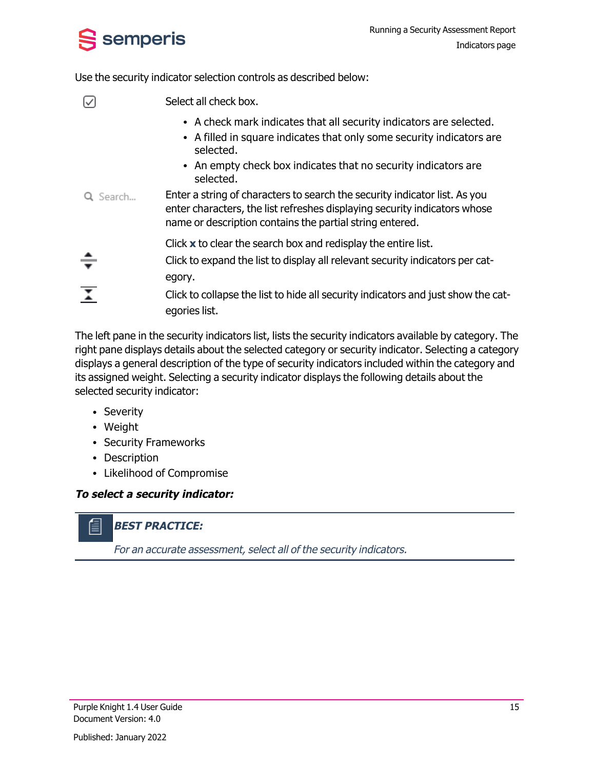Use the security indicator selection controls as described below:

| Control | Description |
|---|---|
| ☑ | Select all check box.<br>• A check mark indicates that all security indicators are selected.<br>• A filled in square indicates that only some security indicators are selected.<br>• An empty check box indicates that no security indicators are selected. |
| Search... | Enter a string of characters to search the security indicator list. As you enter characters, the list refreshes displaying security indicators whose name or description contains the partial string entered.<br><br>Click **x** to clear the search box and redisplay the entire list. |
| (expand icon) | Click to expand the list to display all relevant security indicators per category. |
| (collapse icon) | Click to collapse the list to hide all security indicators and just show the categories list. |

The left pane in the security indicators list, lists the security indicators available by category. The right pane displays details about the selected category or security indicator. Selecting a category displays a general description of the type of security indicators included within the category and its assigned weight. Selecting a security indicator displays the following details about the selected security indicator:

- Severity
- Weight
- Security Frameworks
- Description
- Likelihood of Compromise

***To select a security indicator:***

> ***BEST PRACTICE:***
>
> *For an accurate assessment, select all of the security indicators.*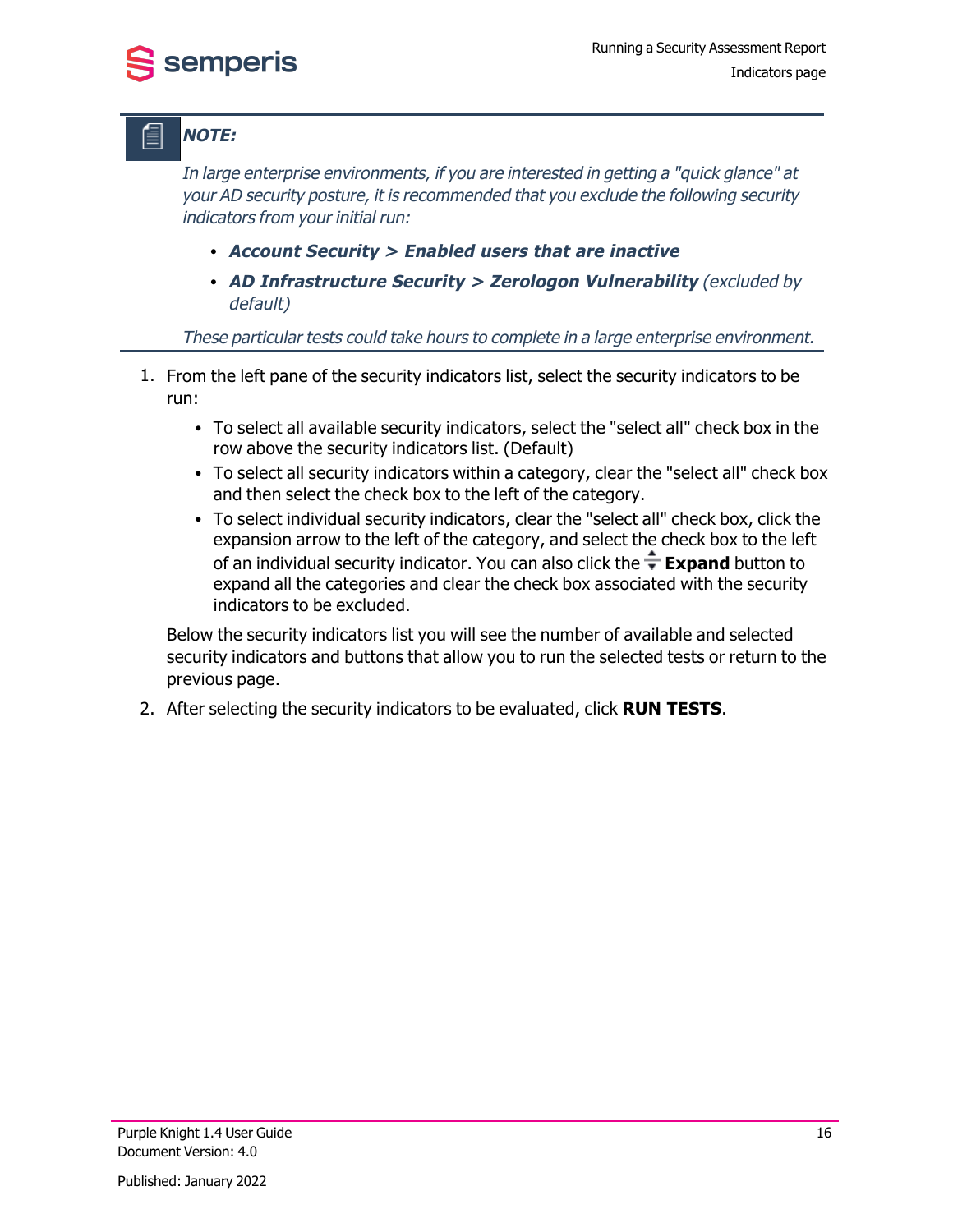> ***NOTE:***
>
> *In large enterprise environments, if you are interested in getting a "quick glance" at your AD security posture, it is recommended that you exclude the following security indicators from your initial run:*
>
> - ***Account Security > Enabled users that are inactive***
> - ***AD Infrastructure Security > Zerologon Vulnerability*** *(excluded by default)*
>
> *These particular tests could take hours to complete in a large enterprise environment.*

1. From the left pane of the security indicators list, select the security indicators to be run:
   - To select all available security indicators, select the "select all" check box in the row above the security indicators list. (Default)
   - To select all security indicators within a category, clear the "select all" check box and then select the check box to the left of the category.
   - To select individual security indicators, clear the "select all" check box, click the expansion arrow to the left of the category, and select the check box to the left of an individual security indicator. You can also click the **Expand** button to expand all the categories and clear the check box associated with the security indicators to be excluded.

   Below the security indicators list you will see the number of available and selected security indicators and buttons that allow you to run the selected tests or return to the previous page.

2. After selecting the security indicators to be evaluated, click **RUN TESTS**.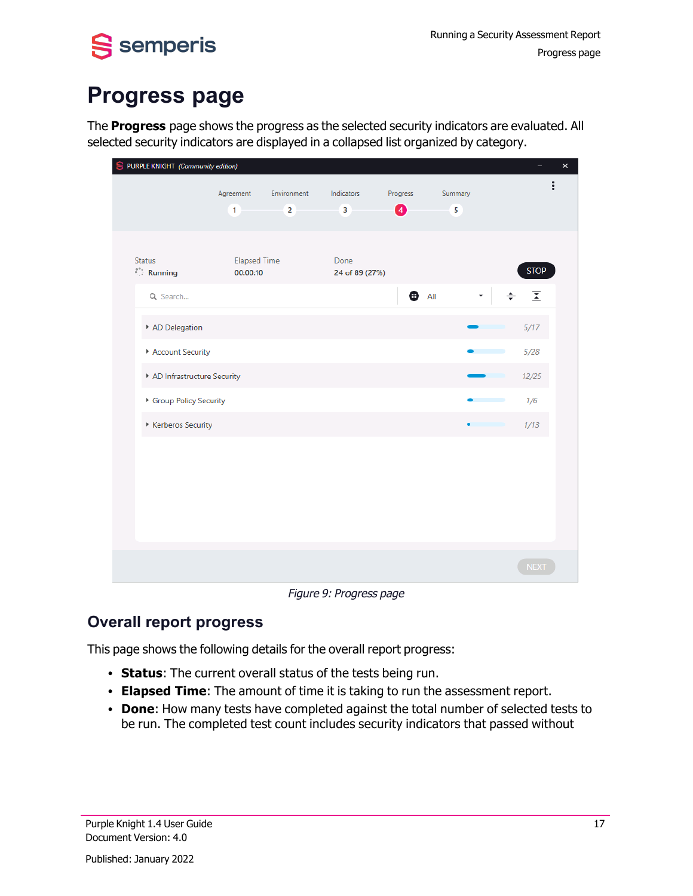# Progress page

The **Progress** page shows the progress as the selected security indicators are evaluated. All selected security indicators are displayed in a collapsed list organized by category.

*Figure 9: Progress page*

## Overall report progress

This page shows the following details for the overall report progress:

- **Status**: The current overall status of the tests being run.
- **Elapsed Time**: The amount of time it is taking to run the assessment report.
- **Done**: How many tests have completed against the total number of selected tests to be run. The completed test count includes security indicators that passed without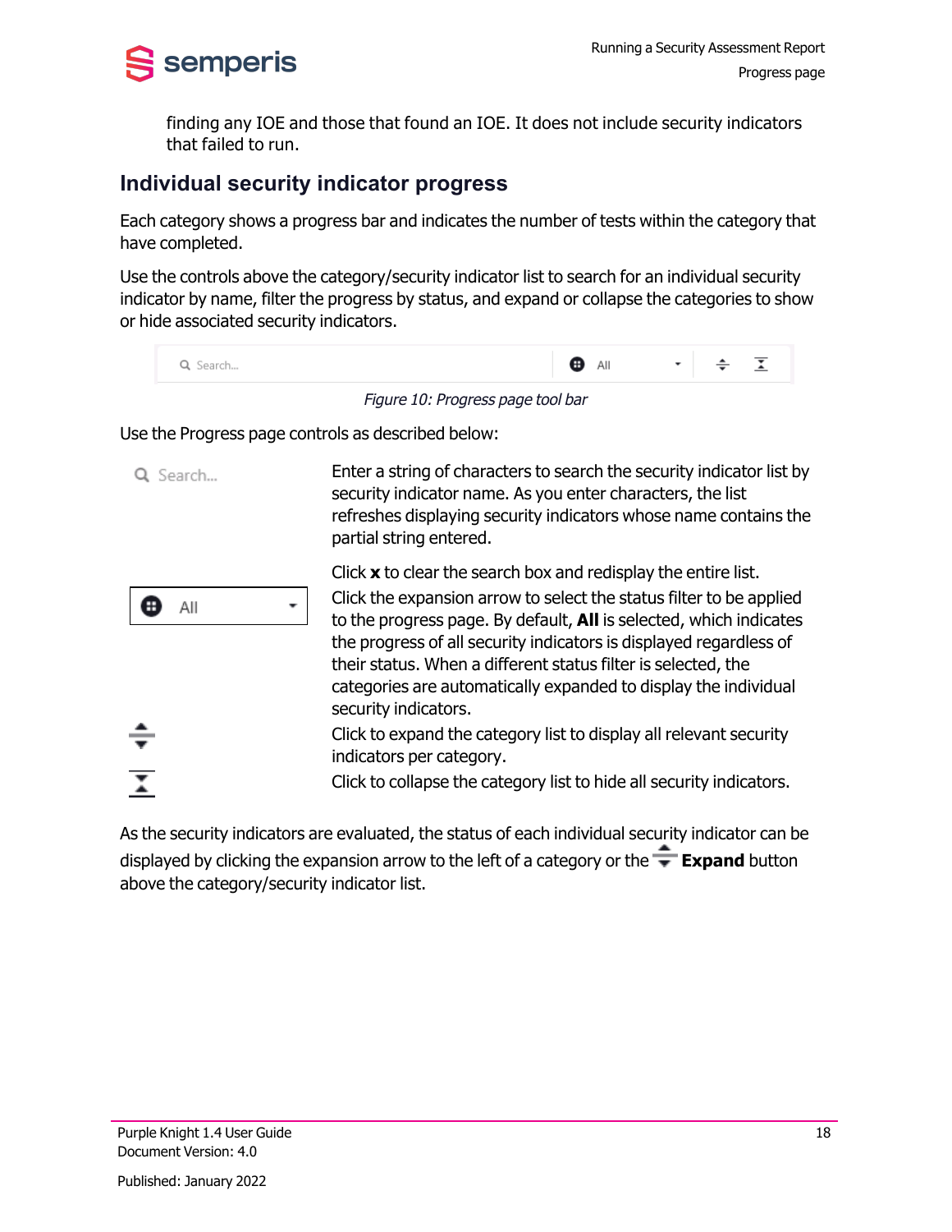finding any IOE and those that found an IOE. It does not include security indicators that failed to run.

## Individual security indicator progress

Each category shows a progress bar and indicates the number of tests within the category that have completed.

Use the controls above the category/security indicator list to search for an individual security indicator by name, filter the progress by status, and expand or collapse the categories to show or hide associated security indicators.

*Figure 10: Progress page tool bar*

Use the Progress page controls as described below:

| Control | Description |
|---|---|
| Search... | Enter a string of characters to search the security indicator list by security indicator name. As you enter characters, the list refreshes displaying security indicators whose name contains the partial string entered.<br><br>Click **x** to clear the search box and redisplay the entire list. |
| All | Click the expansion arrow to select the status filter to be applied to the progress page. By default, **All** is selected, which indicates the progress of all security indicators is displayed regardless of their status. When a different status filter is selected, the categories are automatically expanded to display the individual security indicators. |
| Expand | Click to expand the category list to display all relevant security indicators per category. |
| Collapse | Click to collapse the category list to hide all security indicators. |

As the security indicators are evaluated, the status of each individual security indicator can be displayed by clicking the expansion arrow to the left of a category or the **Expand** button above the category/security indicator list.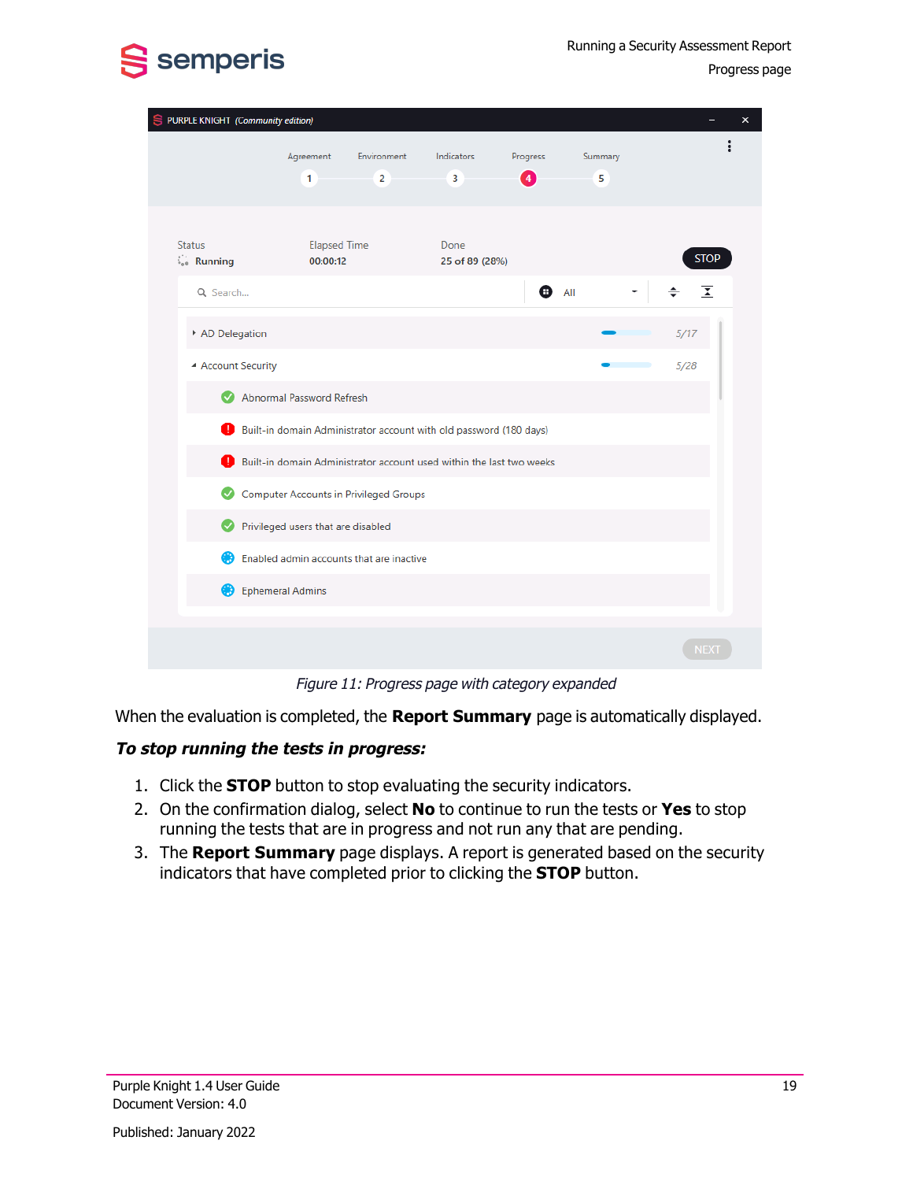Figure 11: Progress page with category expanded

When the evaluation is completed, the **Report Summary** page is automatically displayed.

***To stop running the tests in progress:***

1. Click the **STOP** button to stop evaluating the security indicators.
2. On the confirmation dialog, select **No** to continue to run the tests or **Yes** to stop running the tests that are in progress and not run any that are pending.
3. The **Report Summary** page displays. A report is generated based on the security indicators that have completed prior to clicking the **STOP** button.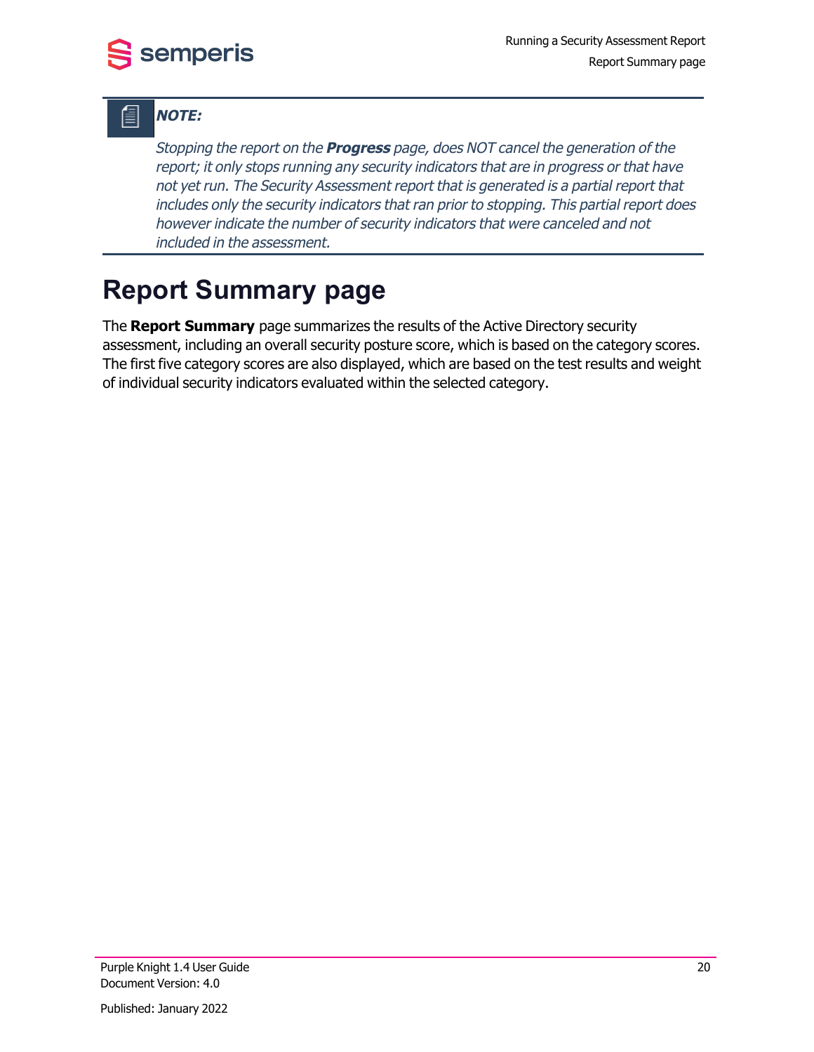> ***NOTE:***
>
> *Stopping the report on the **Progress** page, does NOT cancel the generation of the report; it only stops running any security indicators that are in progress or that have not yet run. The Security Assessment report that is generated is a partial report that includes only the security indicators that ran prior to stopping. This partial report does however indicate the number of security indicators that were canceled and not included in the assessment.*

# Report Summary page

The **Report Summary** page summarizes the results of the Active Directory security assessment, including an overall security posture score, which is based on the category scores. The first five category scores are also displayed, which are based on the test results and weight of individual security indicators evaluated within the selected category.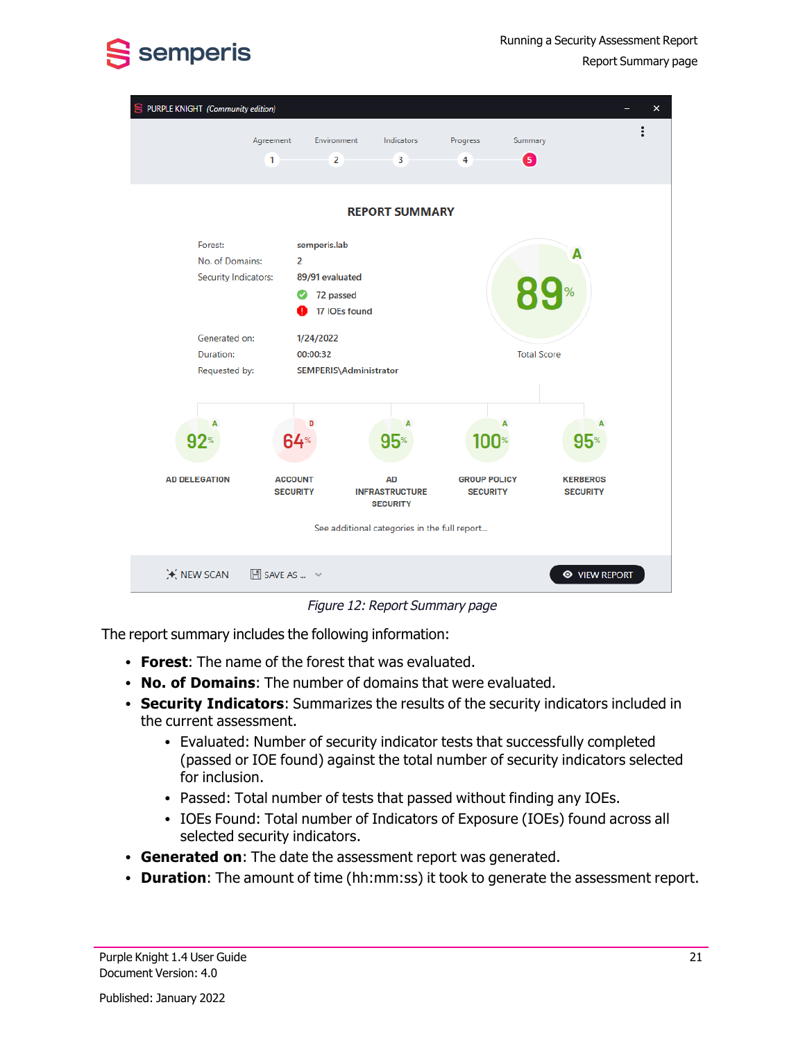Figure 12: Report Summary page

The report summary includes the following information:

- **Forest**: The name of the forest that was evaluated.
- **No. of Domains**: The number of domains that were evaluated.
- **Security Indicators**: Summarizes the results of the security indicators included in the current assessment.
  - Evaluated: Number of security indicator tests that successfully completed (passed or IOE found) against the total number of security indicators selected for inclusion.
  - Passed: Total number of tests that passed without finding any IOEs.
  - IOEs Found: Total number of Indicators of Exposure (IOEs) found across all selected security indicators.
- **Generated on**: The date the assessment report was generated.
- **Duration**: The amount of time (hh:mm:ss) it took to generate the assessment report.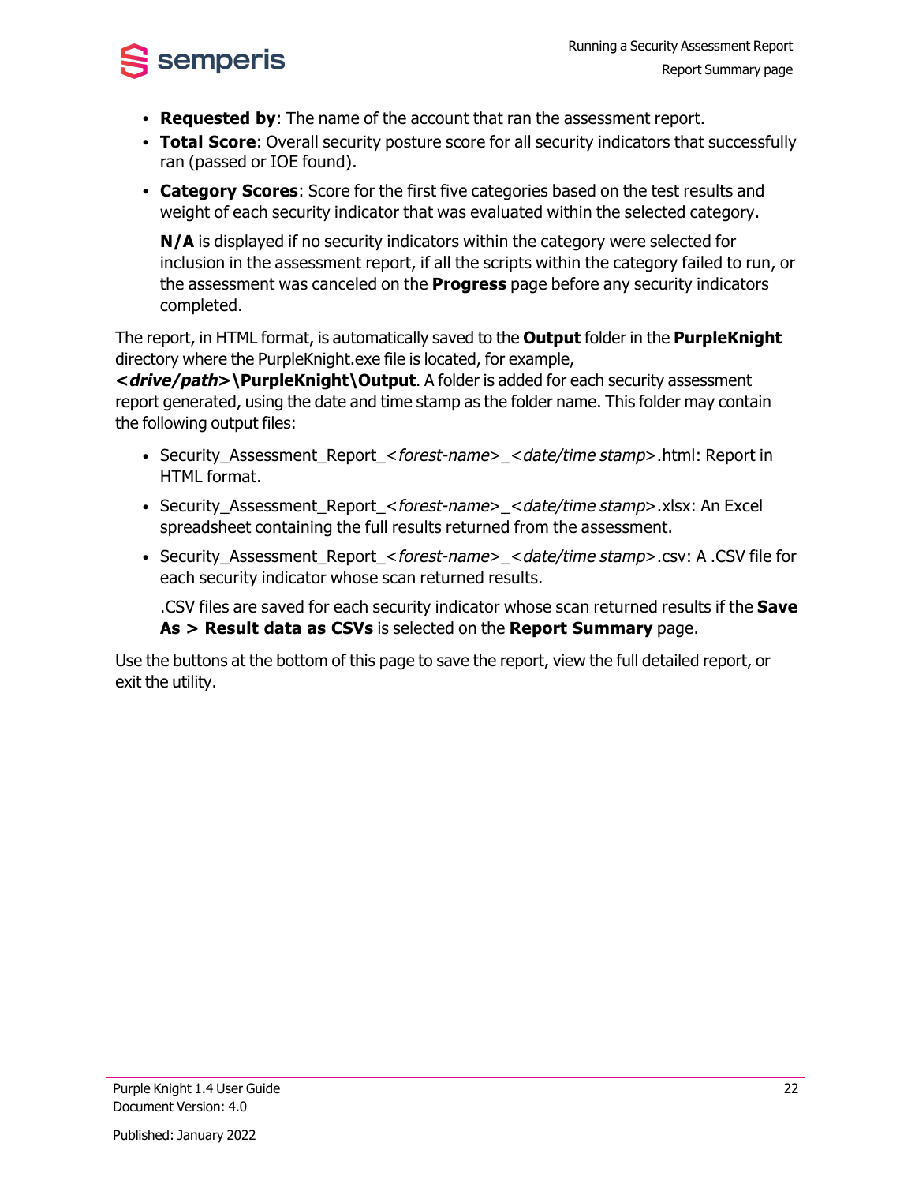- **Requested by**: The name of the account that ran the assessment report.
- **Total Score**: Overall security posture score for all security indicators that successfully ran (passed or IOE found).
- **Category Scores**: Score for the first five categories based on the test results and weight of each security indicator that was evaluated within the selected category.

  **N/A** is displayed if no security indicators within the category were selected for inclusion in the assessment report, if all the scripts within the category failed to run, or the assessment was canceled on the **Progress** page before any security indicators completed.

The report, in HTML format, is automatically saved to the **Output** folder in the **PurpleKnight** directory where the PurpleKnight.exe file is located, for example, ***<drive/path>*\PurpleKnight\Output**. A folder is added for each security assessment report generated, using the date and time stamp as the folder name. This folder may contain the following output files:

- Security_Assessment_Report_<*forest-name*>_<*date/time stamp*>.html: Report in HTML format.
- Security_Assessment_Report_<*forest-name*>_<*date/time stamp*>.xlsx: An Excel spreadsheet containing the full results returned from the assessment.
- Security_Assessment_Report_<*forest-name*>_<*date/time stamp*>.csv: A .CSV file for each security indicator whose scan returned results.

  .CSV files are saved for each security indicator whose scan returned results if the **Save As > Result data as CSVs** is selected on the **Report Summary** page.

Use the buttons at the bottom of this page to save the report, view the full detailed report, or exit the utility.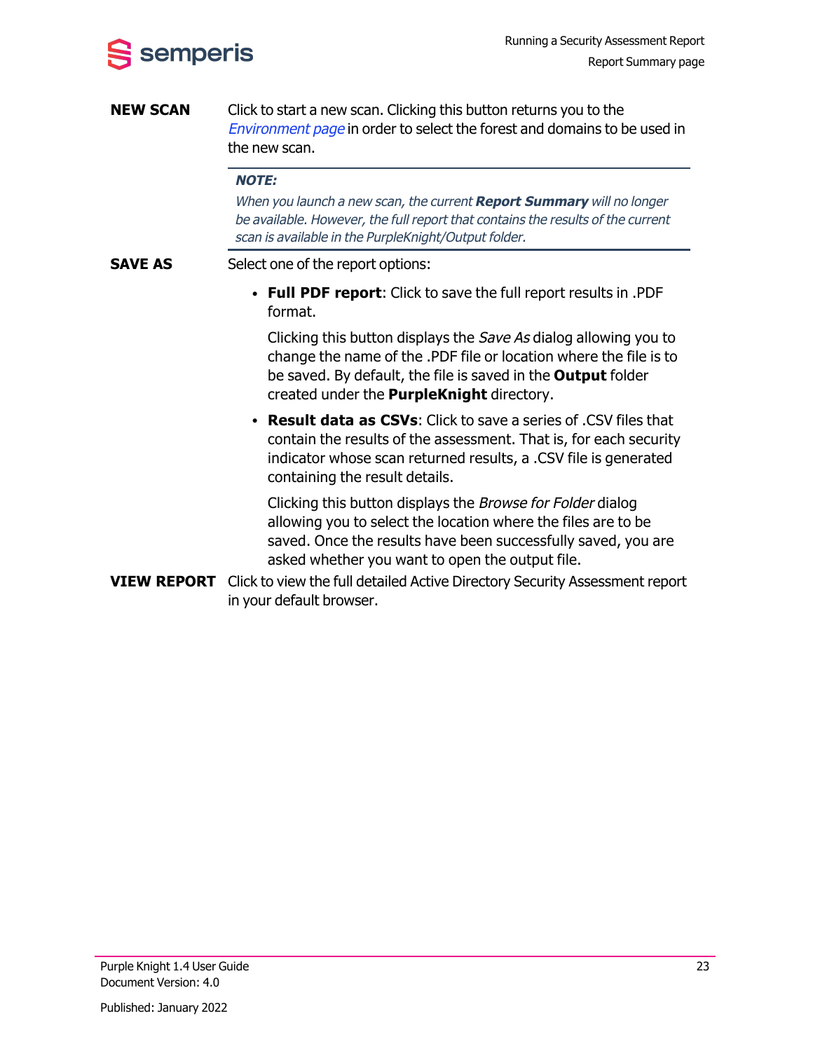**NEW SCAN** Click to start a new scan. Clicking this button returns you to the *Environment page* in order to select the forest and domains to be used in the new scan.

> ***NOTE:***
>
> *When you launch a new scan, the current **Report Summary** will no longer be available. However, the full report that contains the results of the current scan is available in the PurpleKnight/Output folder.*

**SAVE AS** Select one of the report options:

- **Full PDF report**: Click to save the full report results in .PDF format.

  Clicking this button displays the *Save As* dialog allowing you to change the name of the .PDF file or location where the file is to be saved. By default, the file is saved in the **Output** folder created under the **PurpleKnight** directory.

- **Result data as CSVs**: Click to save a series of .CSV files that contain the results of the assessment. That is, for each security indicator whose scan returned results, a .CSV file is generated containing the result details.

  Clicking this button displays the *Browse for Folder* dialog allowing you to select the location where the files are to be saved. Once the results have been successfully saved, you are asked whether you want to open the output file.

**VIEW REPORT** Click to view the full detailed Active Directory Security Assessment report in your default browser.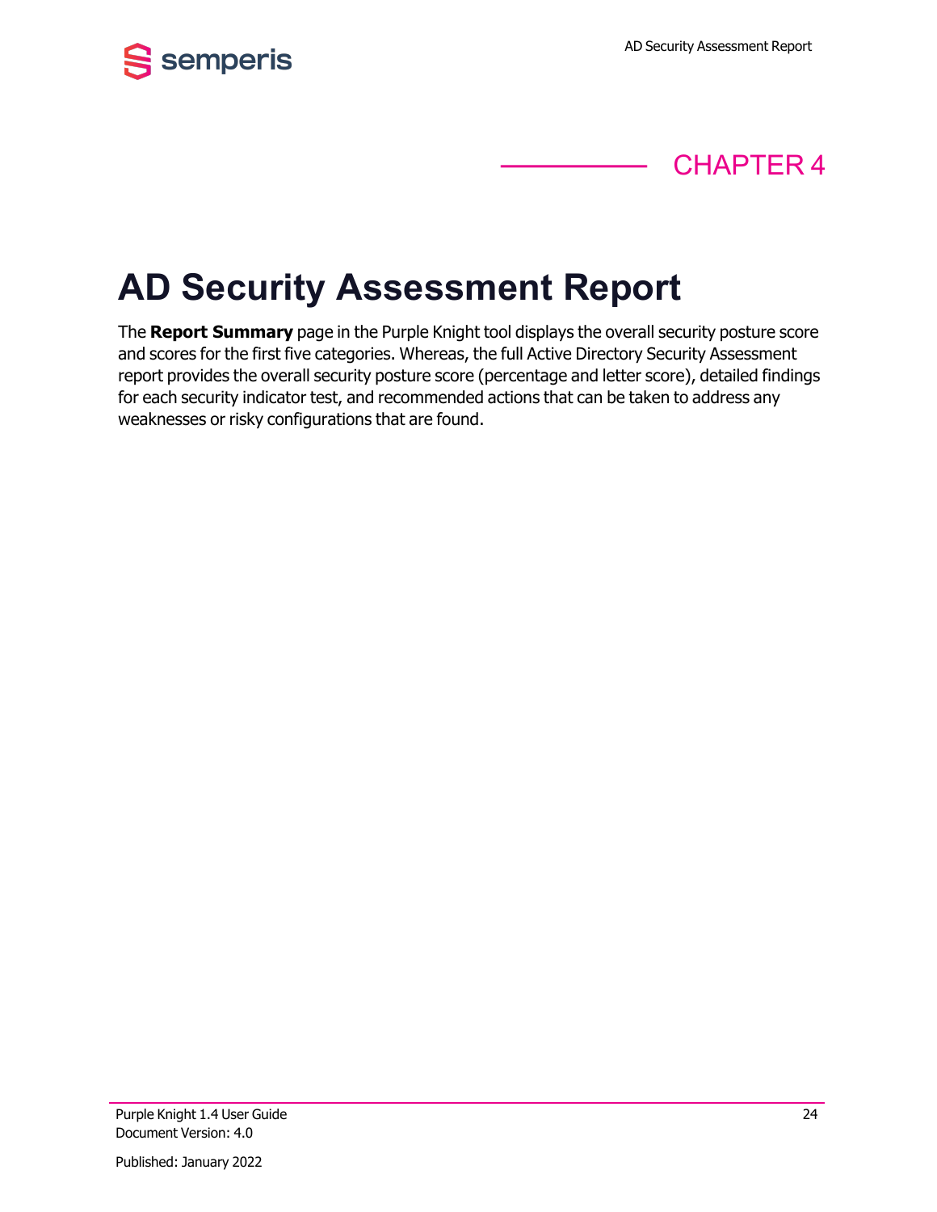CHAPTER 4

# AD Security Assessment Report

The **Report Summary** page in the Purple Knight tool displays the overall security posture score and scores for the first five categories. Whereas, the full Active Directory Security Assessment report provides the overall security posture score (percentage and letter score), detailed findings for each security indicator test, and recommended actions that can be taken to address any weaknesses or risky configurations that are found.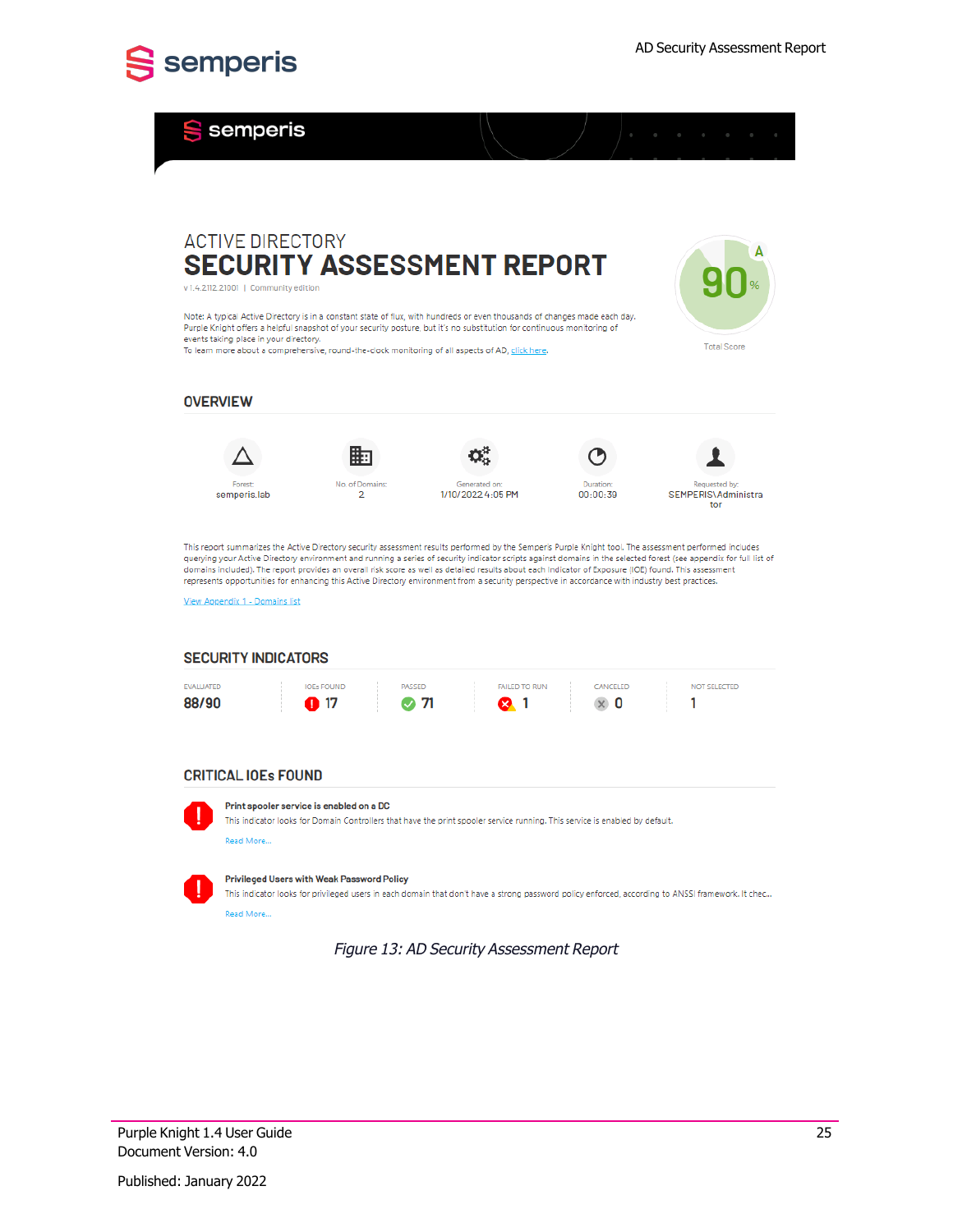# ACTIVE DIRECTORY
# SECURITY ASSESSMENT REPORT

v 1.4.2112.21001 | Community edition

90% A

Total Score

Note: A typical Active Directory is in a constant state of flux, with hundreds or even thousands of changes made each day. Purple Knight offers a helpful snapshot of your security posture, but it's no substitution for continuous monitoring of events taking place in your directory.
To learn more about a comprehensive, round-the-clock monitoring of all aspects of AD, click here.

## OVERVIEW

| Forest: | No. of Domains: | Generated on: | Duration: | Requested by: |
|---|---|---|---|---|
| semperis.lab | 2 | 1/10/2022 4:05 PM | 00:00:39 | SEMPERIS\Administrator |

This report summarizes the Active Directory security assessment results performed by the Semperis Purple Knight tool. The assessment performed includes querying your Active Directory environment and running a series of security indicator scripts against domains in the selected forest (see appendix for full list of domains included). The report provides an overall risk score as well as detailed results about each Indicator of Exposure (IOE) found. This assessment represents opportunities for enhancing this Active Directory environment from a security perspective in accordance with industry best practices.

View Appendix 1 - Domains list

## SECURITY INDICATORS

| EVALUATED | IOEs FOUND | PASSED | FAILED TO RUN | CANCELED | NOT SELECTED |
|---|---|---|---|---|---|
| 88/90 | 17 | 71 | 1 | 0 | 1 |

## CRITICAL IOEs FOUND

**Print spooler service is enabled on a DC**
This indicator looks for Domain Controllers that have the print spooler service running. This service is enabled by default.
Read More...

**Privileged Users with Weak Password Policy**
This indicator looks for privileged users in each domain that don't have a strong password policy enforced, according to ANSSI framework. It chec...
Read More...

*Figure 13: AD Security Assessment Report*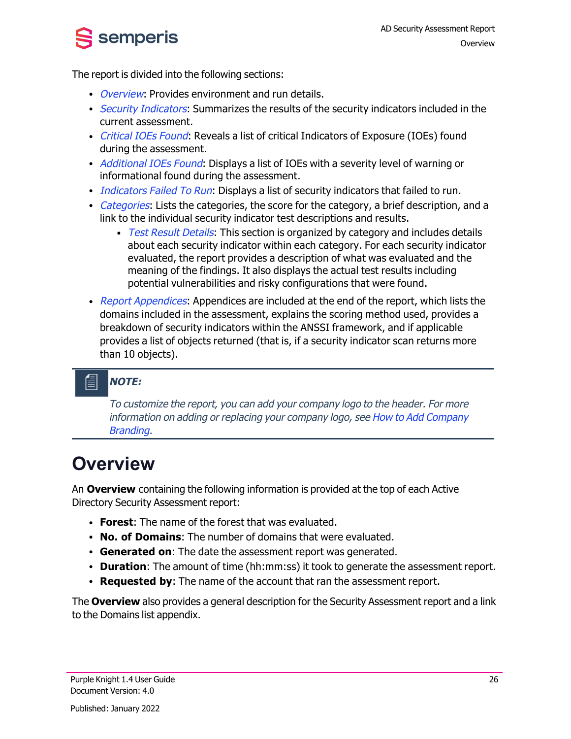The report is divided into the following sections:

- *Overview*: Provides environment and run details.
- *Security Indicators*: Summarizes the results of the security indicators included in the current assessment.
- *Critical IOEs Found*: Reveals a list of critical Indicators of Exposure (IOEs) found during the assessment.
- *Additional IOEs Found*: Displays a list of IOEs with a severity level of warning or informational found during the assessment.
- *Indicators Failed To Run*: Displays a list of security indicators that failed to run.
- *Categories*: Lists the categories, the score for the category, a brief description, and a link to the individual security indicator test descriptions and results.
  - *Test Result Details*: This section is organized by category and includes details about each security indicator within each category. For each security indicator evaluated, the report provides a description of what was evaluated and the meaning of the findings. It also displays the actual test results including potential vulnerabilities and risky configurations that were found.
- *Report Appendices*: Appendices are included at the end of the report, which lists the domains included in the assessment, explains the scoring method used, provides a breakdown of security indicators within the ANSSI framework, and if applicable provides a list of objects returned (that is, if a security indicator scan returns more than 10 objects).

> ***NOTE:***
>
> *To customize the report, you can add your company logo to the header. For more information on adding or replacing your company logo, see How to Add Company Branding.*

# Overview

An **Overview** containing the following information is provided at the top of each Active Directory Security Assessment report:

- **Forest**: The name of the forest that was evaluated.
- **No. of Domains**: The number of domains that were evaluated.
- **Generated on**: The date the assessment report was generated.
- **Duration**: The amount of time (hh:mm:ss) it took to generate the assessment report.
- **Requested by**: The name of the account that ran the assessment report.

The **Overview** also provides a general description for the Security Assessment report and a link to the Domains list appendix.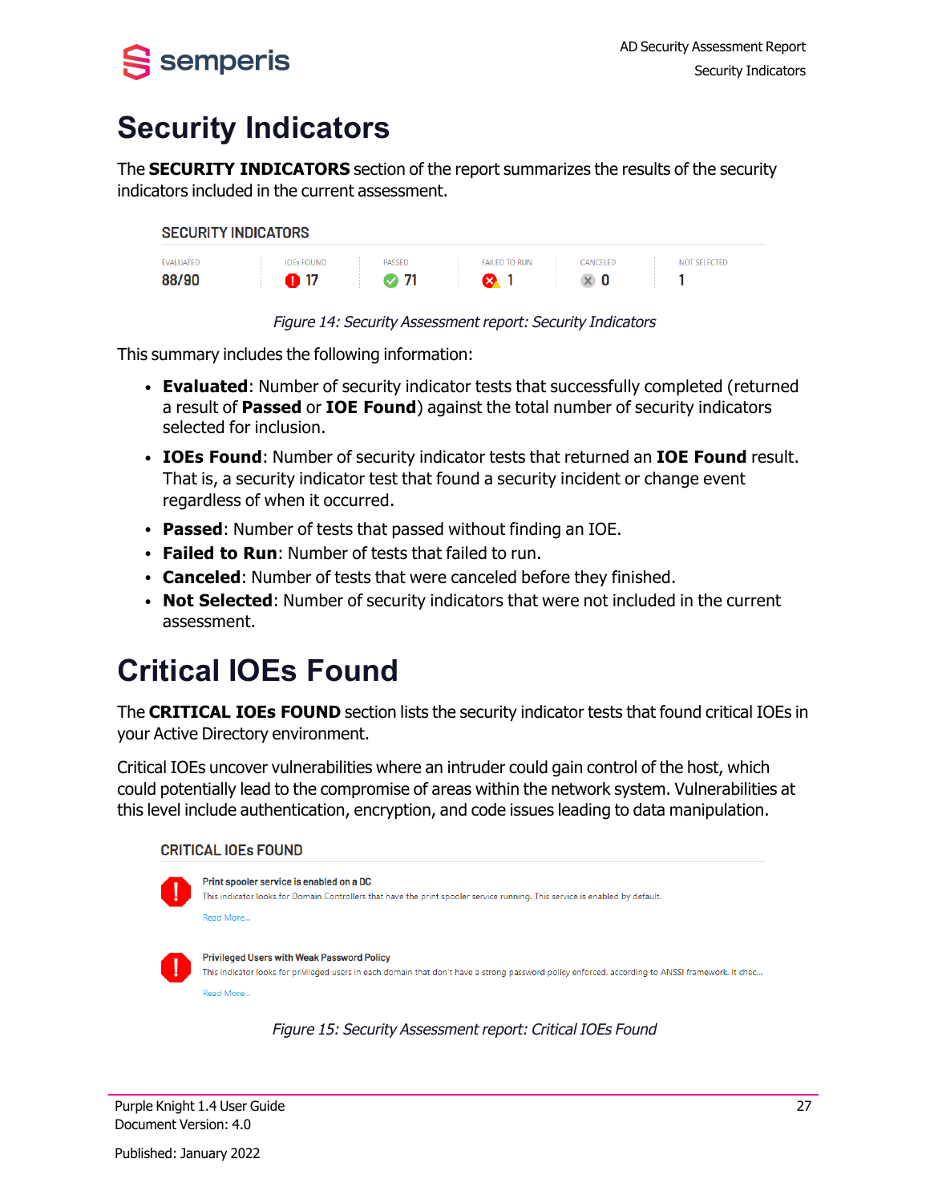# Security Indicators

The **SECURITY INDICATORS** section of the report summarizes the results of the security indicators included in the current assessment.

SECURITY INDICATORS

| EVALUATED | IOEs FOUND | PASSED | FAILED TO RUN | CANCELED | NOT SELECTED |
|---|---|---|---|---|---|
| 88/90 | 17 | 71 | 1 | 0 | 1 |

*Figure 14: Security Assessment report: Security Indicators*

This summary includes the following information:

- **Evaluated**: Number of security indicator tests that successfully completed (returned a result of **Passed** or **IOE Found**) against the total number of security indicators selected for inclusion.
- **IOEs Found**: Number of security indicator tests that returned an **IOE Found** result. That is, a security indicator test that found a security incident or change event regardless of when it occurred.
- **Passed**: Number of tests that passed without finding an IOE.
- **Failed to Run**: Number of tests that failed to run.
- **Canceled**: Number of tests that were canceled before they finished.
- **Not Selected**: Number of security indicators that were not included in the current assessment.

# Critical IOEs Found

The **CRITICAL IOEs FOUND** section lists the security indicator tests that found critical IOEs in your Active Directory environment.

Critical IOEs uncover vulnerabilities where an intruder could gain control of the host, which could potentially lead to the compromise of areas within the network system. Vulnerabilities at this level include authentication, encryption, and code issues leading to data manipulation.

CRITICAL IOEs FOUND

**Print spooler service is enabled on a DC**
This indicator looks for Domain Controllers that have the print spooler service running. This service is enabled by default.
Read More...

**Privileged Users with Weak Password Policy**
This indicator looks for privileged users in each domain that don't have a strong password policy enforced, according to ANSSI framework. It chec...
Read More...

*Figure 15: Security Assessment report: Critical IOEs Found*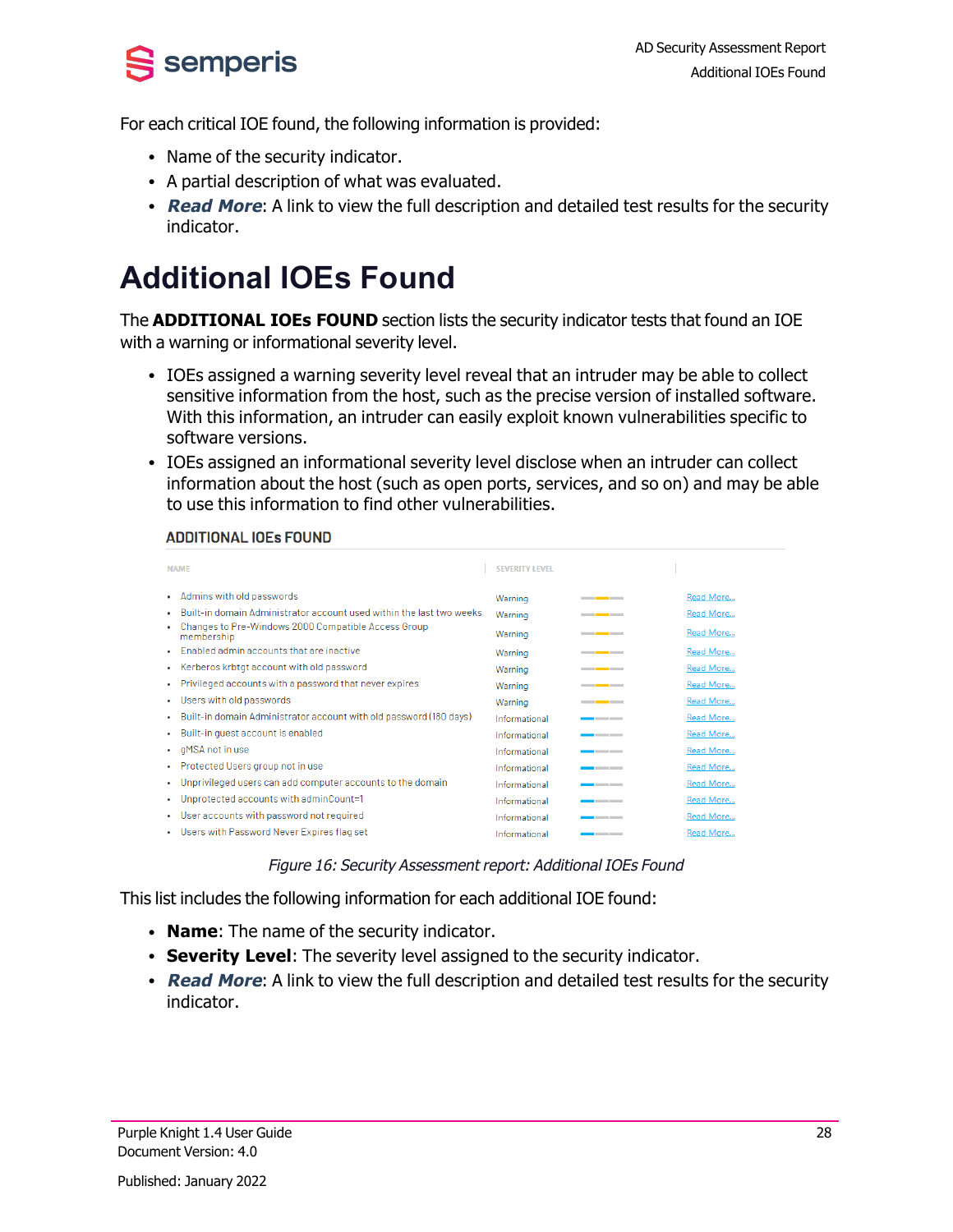For each critical IOE found, the following information is provided:

- Name of the security indicator.
- A partial description of what was evaluated.
- ***Read More***: A link to view the full description and detailed test results for the security indicator.

# Additional IOEs Found

The **ADDITIONAL IOEs FOUND** section lists the security indicator tests that found an IOE with a warning or informational severity level.

- IOEs assigned a warning severity level reveal that an intruder may be able to collect sensitive information from the host, such as the precise version of installed software. With this information, an intruder can easily exploit known vulnerabilities specific to software versions.
- IOEs assigned an informational severity level disclose when an intruder can collect information about the host (such as open ports, services, and so on) and may be able to use this information to find other vulnerabilities.

ADDITIONAL IOEs FOUND

| NAME | SEVERITY LEVEL | |
|---|---|---|
| Admins with old passwords | Warning | Read More... |
| Built-in domain Administrator account used within the last two weeks | Warning | Read More... |
| Changes to Pre-Windows 2000 Compatible Access Group membership | Warning | Read More... |
| Enabled admin accounts that are inactive | Warning | Read More... |
| Kerberos krbtgt account with old password | Warning | Read More... |
| Privileged accounts with a password that never expires | Warning | Read More... |
| Users with old passwords | Warning | Read More... |
| Built-in domain Administrator account with old password (180 days) | Informational | Read More... |
| Built-in guest account is enabled | Informational | Read More... |
| gMSA not in use | Informational | Read More... |
| Protected Users group not in use | Informational | Read More... |
| Unprivileged users can add computer accounts to the domain | Informational | Read More... |
| Unprotected accounts with adminCount=1 | Informational | Read More... |
| User accounts with password not required | Informational | Read More... |
| Users with Password Never Expires flag set | Informational | Read More... |

*Figure 16: Security Assessment report: Additional IOEs Found*

This list includes the following information for each additional IOE found:

- **Name**: The name of the security indicator.
- **Severity Level**: The severity level assigned to the security indicator.
- ***Read More***: A link to view the full description and detailed test results for the security indicator.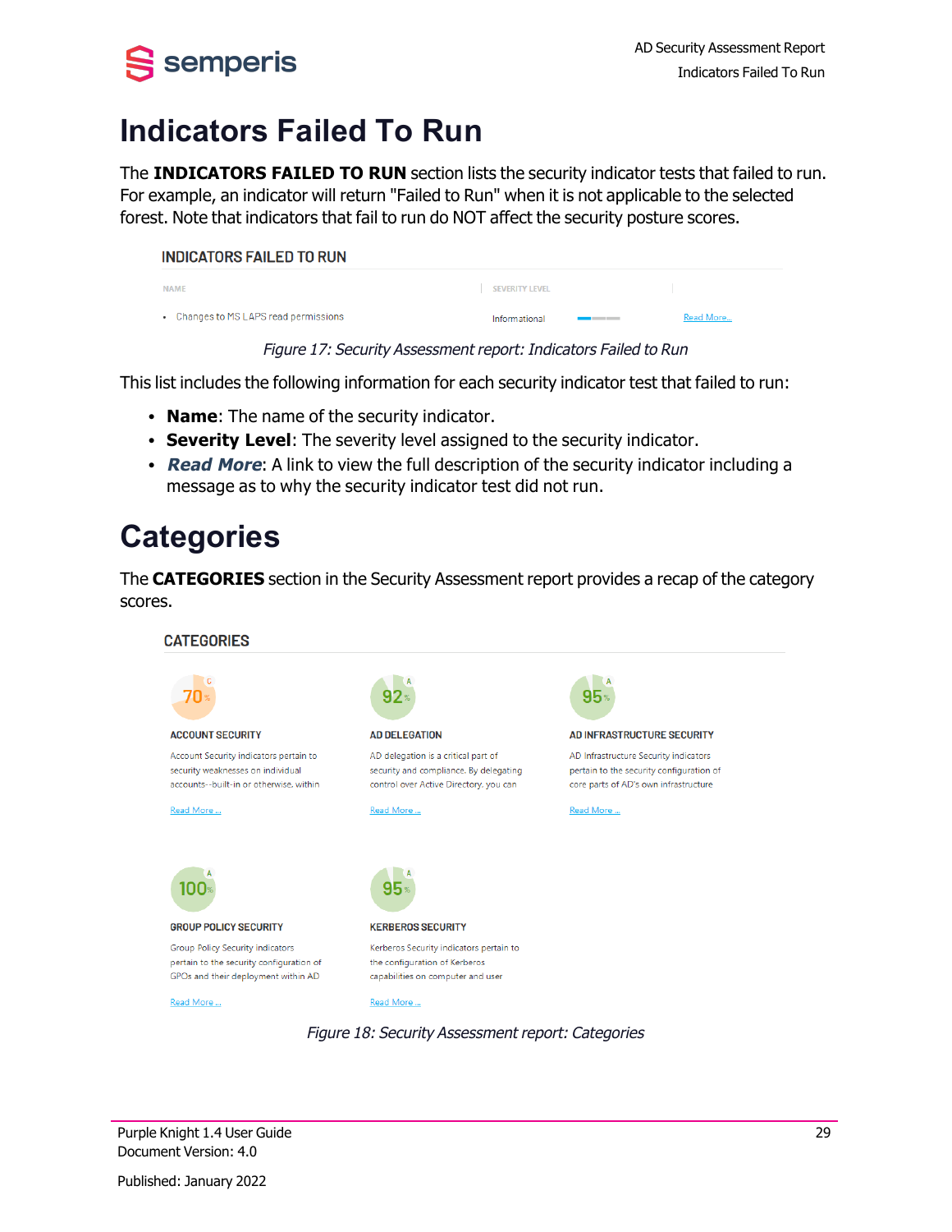# Indicators Failed To Run

The **INDICATORS FAILED TO RUN** section lists the security indicator tests that failed to run. For example, an indicator will return "Failed to Run" when it is not applicable to the selected forest. Note that indicators that fail to run do NOT affect the security posture scores.

INDICATORS FAILED TO RUN

| NAME | SEVERITY LEVEL | |
|---|---|---|
| • Changes to MS LAPS read permissions | Informational | Read More... |

*Figure 17: Security Assessment report: Indicators Failed to Run*

This list includes the following information for each security indicator test that failed to run:

- **Name**: The name of the security indicator.
- **Severity Level**: The severity level assigned to the security indicator.
- ***Read More***: A link to view the full description of the security indicator including a message as to why the security indicator test did not run.

# Categories

The **CATEGORIES** section in the Security Assessment report provides a recap of the category scores.

CATEGORIES

C 70%
ACCOUNT SECURITY
Account Security indicators pertain to security weaknesses on individual accounts--built-in or otherwise, within
Read More ...

A 92%
AD DELEGATION
AD delegation is a critical part of security and compliance. By delegating control over Active Directory, you can
Read More ...

A 95%
AD INFRASTRUCTURE SECURITY
AD Infrastructure Security indicators pertain to the security configuration of core parts of AD's own infrastructure
Read More ...

A 100%
GROUP POLICY SECURITY
Group Policy Security indicators pertain to the security configuration of GPOs and their deployment within AD
Read More ...

A 95%
KERBEROS SECURITY
Kerberos Security indicators pertain to the configuration of Kerberos capabilities on computer and user
Read More ...

*Figure 18: Security Assessment report: Categories*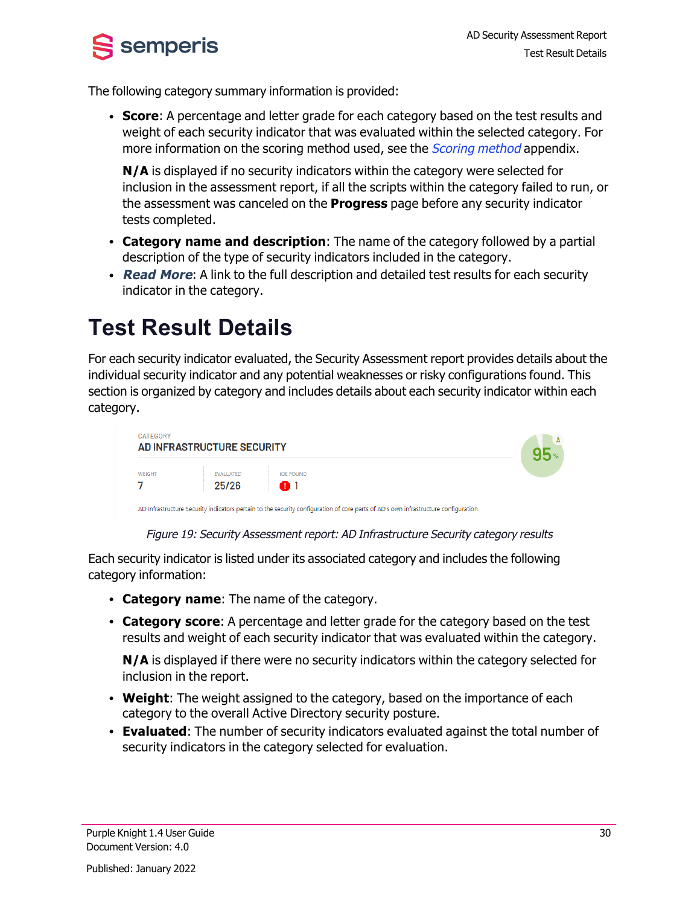The following category summary information is provided:

- **Score**: A percentage and letter grade for each category based on the test results and weight of each security indicator that was evaluated within the selected category. For more information on the scoring method used, see the *Scoring method* appendix.

  **N/A** is displayed if no security indicators within the category were selected for inclusion in the assessment report, if all the scripts within the category failed to run, or the assessment was canceled on the **Progress** page before any security indicator tests completed.

- **Category name and description**: The name of the category followed by a partial description of the type of security indicators included in the category.
- ***Read More***: A link to the full description and detailed test results for each security indicator in the category.

# Test Result Details

For each security indicator evaluated, the Security Assessment report provides details about the individual security indicator and any potential weaknesses or risky configurations found. This section is organized by category and includes details about each security indicator within each category.

*Figure 19: Security Assessment report: AD Infrastructure Security category results*

Each security indicator is listed under its associated category and includes the following category information:

- **Category name**: The name of the category.
- **Category score**: A percentage and letter grade for the category based on the test results and weight of each security indicator that was evaluated within the category.

  **N/A** is displayed if there were no security indicators within the category selected for inclusion in the report.

- **Weight**: The weight assigned to the category, based on the importance of each category to the overall Active Directory security posture.
- **Evaluated**: The number of security indicators evaluated against the total number of security indicators in the category selected for evaluation.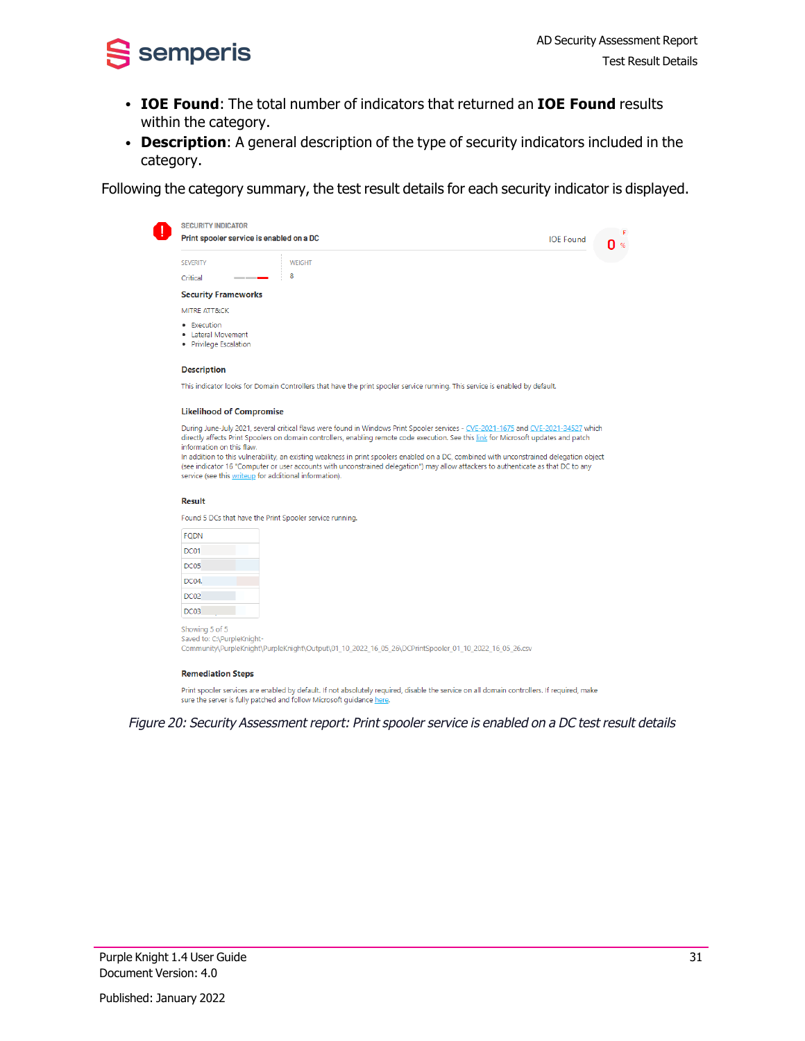- **IOE Found**: The total number of indicators that returned an **IOE Found** results within the category.
- **Description**: A general description of the type of security indicators included in the category.

Following the category summary, the test result details for each security indicator is displayed.

SECURITY INDICATOR

Print spooler service is enabled on a DC

IOE Found 0 %

SEVERITY

Critical

WEIGHT

8

**Security Frameworks**

MITRE ATT&CK

- Execution
- Lateral Movement
- Privilege Escalation

**Description**

This indicator looks for Domain Controllers that have the print spooler service running. This service is enabled by default.

**Likelihood of Compromise**

During June-July 2021, several critical flaws were found in Windows Print Spooler services - CVE-2021-1675 and CVE-2021-34527 which directly affects Print Spoolers on domain controllers, enabling remote code execution. See this link for Microsoft updates and patch information on this flaw.
In addition to this vulnerability, an existing weakness in print spoolers enabled on a DC, combined with unconstrained delegation object (see indicator 16 "Computer or user accounts with unconstrained delegation") may allow attackers to authenticate as that DC to any service (see this writeup for additional information).

**Result**

Found 5 DCs that have the Print Spooler service running.

| FQDN |
| --- |
| DC01 |
| DC05 |
| DC04. |
| DC02 |
| DC03 |

Showing 5 of 5
Saved to: C:\PurpleKnight-Community\PurpleKnight\PurpleKnight\Output\01_10_2022_16_05_26\DCPrintSpooler_01_10_2022_16_05_26.csv

**Remediation Steps**

Print spooler services are enabled by default. If not absolutely required, disable the service on all domain controllers. If required, make sure the server is fully patched and follow Microsoft guidance here.

*Figure 20: Security Assessment report: Print spooler service is enabled on a DC test result details*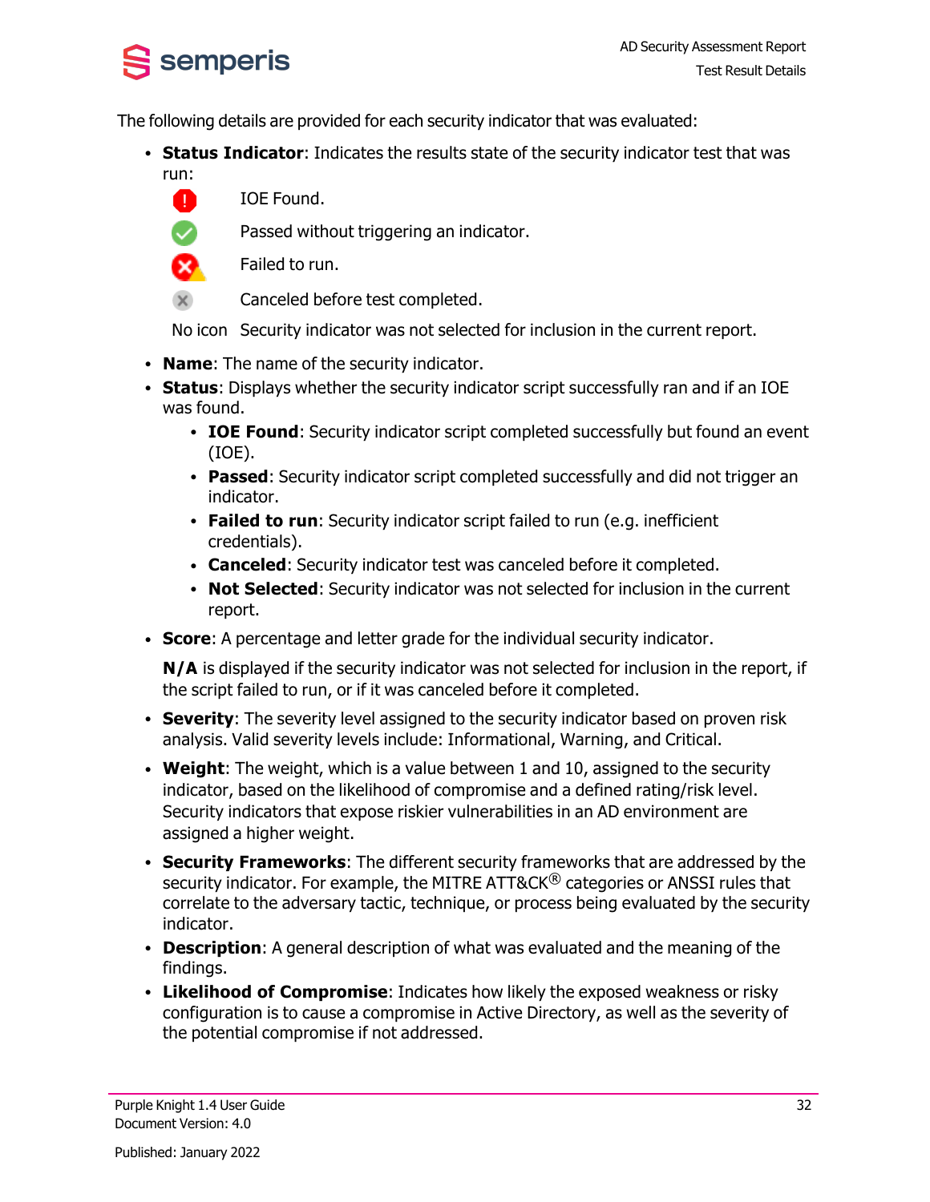The following details are provided for each security indicator that was evaluated:

- **Status Indicator**: Indicates the results state of the security indicator test that was run:

| | |
|---|---|
| | IOE Found. |
| | Passed without triggering an indicator. |
| | Failed to run. |
| | Canceled before test completed. |
| No icon | Security indicator was not selected for inclusion in the current report. |

- **Name**: The name of the security indicator.
- **Status**: Displays whether the security indicator script successfully ran and if an IOE was found.
    - **IOE Found**: Security indicator script completed successfully but found an event (IOE).
    - **Passed**: Security indicator script completed successfully and did not trigger an indicator.
    - **Failed to run**: Security indicator script failed to run (e.g. inefficient credentials).
    - **Canceled**: Security indicator test was canceled before it completed.
    - **Not Selected**: Security indicator was not selected for inclusion in the current report.
- **Score**: A percentage and letter grade for the individual security indicator.

  **N/A** is displayed if the security indicator was not selected for inclusion in the report, if the script failed to run, or if it was canceled before it completed.
- **Severity**: The severity level assigned to the security indicator based on proven risk analysis. Valid severity levels include: Informational, Warning, and Critical.
- **Weight**: The weight, which is a value between 1 and 10, assigned to the security indicator, based on the likelihood of compromise and a defined rating/risk level. Security indicators that expose riskier vulnerabilities in an AD environment are assigned a higher weight.
- **Security Frameworks**: The different security frameworks that are addressed by the security indicator. For example, the MITRE ATT&CK® categories or ANSSI rules that correlate to the adversary tactic, technique, or process being evaluated by the security indicator.
- **Description**: A general description of what was evaluated and the meaning of the findings.
- **Likelihood of Compromise**: Indicates how likely the exposed weakness or risky configuration is to cause a compromise in Active Directory, as well as the severity of the potential compromise if not addressed.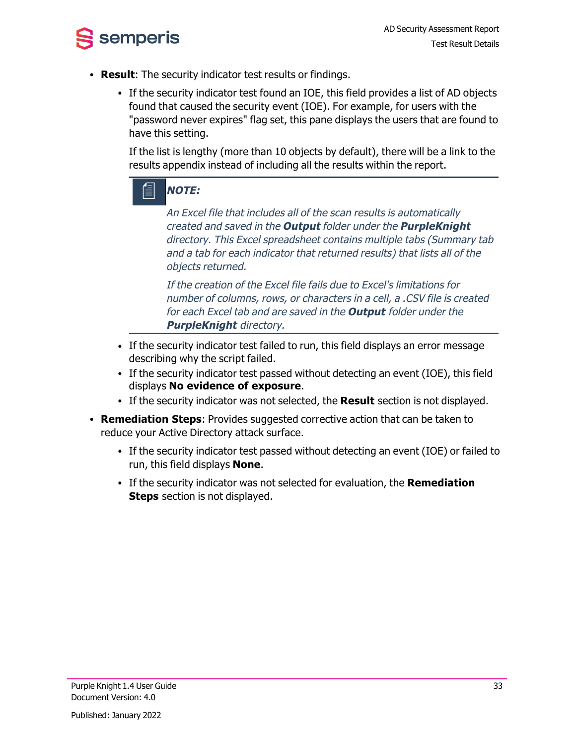- **Result**: The security indicator test results or findings.
  - If the security indicator test found an IOE, this field provides a list of AD objects found that caused the security event (IOE). For example, for users with the "password never expires" flag set, this pane displays the users that are found to have this setting.

    If the list is lengthy (more than 10 objects by default), there will be a link to the results appendix instead of including all the results within the report.

    > ***NOTE:***
    >
    > *An Excel file that includes all of the scan results is automatically created and saved in the* ***Output*** *folder under the* ***PurpleKnight*** *directory. This Excel spreadsheet contains multiple tabs (Summary tab and a tab for each indicator that returned results) that lists all of the objects returned.*
    >
    > *If the creation of the Excel file fails due to Excel's limitations for number of columns, rows, or characters in a cell, a .CSV file is created for each Excel tab and are saved in the* ***Output*** *folder under the* ***PurpleKnight*** *directory.*

  - If the security indicator test failed to run, this field displays an error message describing why the script failed.
  - If the security indicator test passed without detecting an event (IOE), this field displays **No evidence of exposure**.
  - If the security indicator was not selected, the **Result** section is not displayed.
- **Remediation Steps**: Provides suggested corrective action that can be taken to reduce your Active Directory attack surface.
  - If the security indicator test passed without detecting an event (IOE) or failed to run, this field displays **None**.
  - If the security indicator was not selected for evaluation, the **Remediation Steps** section is not displayed.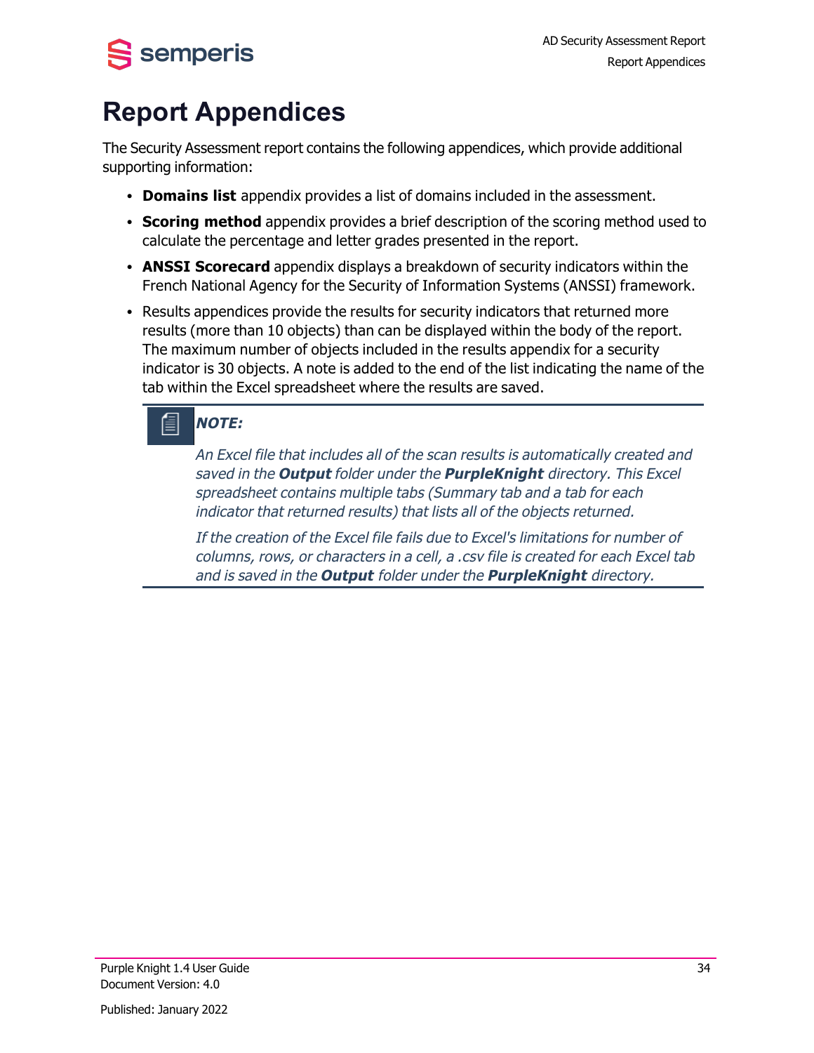# Report Appendices

The Security Assessment report contains the following appendices, which provide additional supporting information:

- **Domains list** appendix provides a list of domains included in the assessment.
- **Scoring method** appendix provides a brief description of the scoring method used to calculate the percentage and letter grades presented in the report.
- **ANSSI Scorecard** appendix displays a breakdown of security indicators within the French National Agency for the Security of Information Systems (ANSSI) framework.
- Results appendices provide the results for security indicators that returned more results (more than 10 objects) than can be displayed within the body of the report. The maximum number of objects included in the results appendix for a security indicator is 30 objects. A note is added to the end of the list indicating the name of the tab within the Excel spreadsheet where the results are saved.

> ***NOTE:***
>
> *An Excel file that includes all of the scan results is automatically created and saved in the **Output** folder under the **PurpleKnight** directory. This Excel spreadsheet contains multiple tabs (Summary tab and a tab for each indicator that returned results) that lists all of the objects returned.*
>
> *If the creation of the Excel file fails due to Excel's limitations for number of columns, rows, or characters in a cell, a .csv file is created for each Excel tab and is saved in the **Output** folder under the **PurpleKnight** directory.*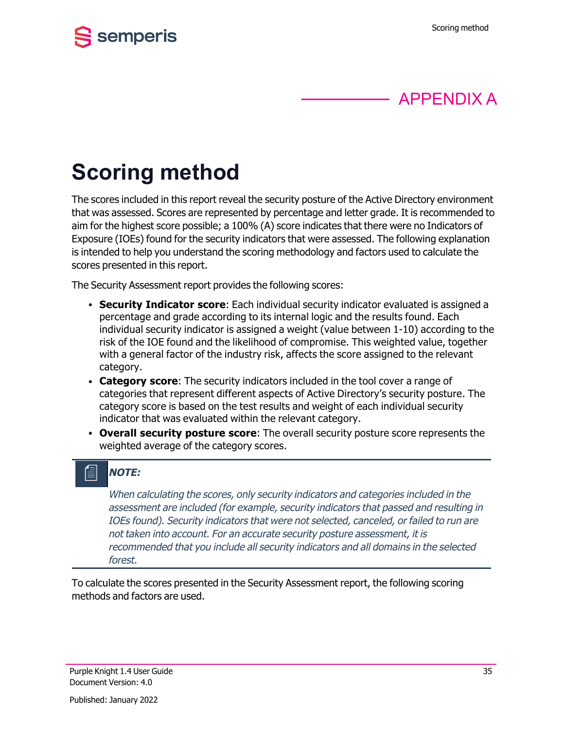APPENDIX A

# Scoring method

The scores included in this report reveal the security posture of the Active Directory environment that was assessed. Scores are represented by percentage and letter grade. It is recommended to aim for the highest score possible; a 100% (A) score indicates that there were no Indicators of Exposure (IOEs) found for the security indicators that were assessed. The following explanation is intended to help you understand the scoring methodology and factors used to calculate the scores presented in this report.

The Security Assessment report provides the following scores:

- **Security Indicator score**: Each individual security indicator evaluated is assigned a percentage and grade according to its internal logic and the results found. Each individual security indicator is assigned a weight (value between 1-10) according to the risk of the IOE found and the likelihood of compromise. This weighted value, together with a general factor of the industry risk, affects the score assigned to the relevant category.
- **Category score**: The security indicators included in the tool cover a range of categories that represent different aspects of Active Directory's security posture. The category score is based on the test results and weight of each individual security indicator that was evaluated within the relevant category.
- **Overall security posture score**: The overall security posture score represents the weighted average of the category scores.

> ***NOTE:***
>
> *When calculating the scores, only security indicators and categories included in the assessment are included (for example, security indicators that passed and resulting in IOEs found). Security indicators that were not selected, canceled, or failed to run are not taken into account. For an accurate security posture assessment, it is recommended that you include all security indicators and all domains in the selected forest.*

To calculate the scores presented in the Security Assessment report, the following scoring methods and factors are used.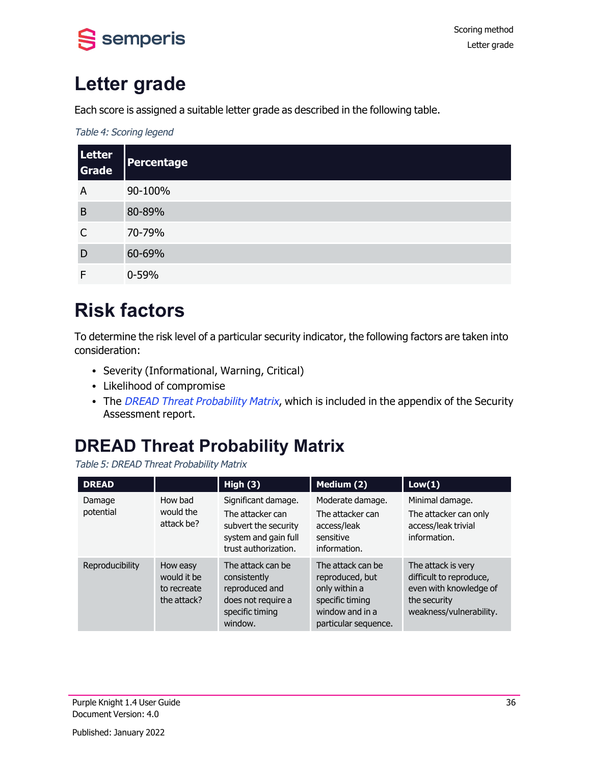# Letter grade

Each score is assigned a suitable letter grade as described in the following table.

*Table 4: Scoring legend*

| Letter Grade | Percentage |
|---|---|
| A | 90-100% |
| B | 80-89% |
| C | 70-79% |
| D | 60-69% |
| F | 0-59% |

# Risk factors

To determine the risk level of a particular security indicator, the following factors are taken into consideration:

- Severity (Informational, Warning, Critical)
- Likelihood of compromise
- The *DREAD Threat Probability Matrix*, which is included in the appendix of the Security Assessment report.

## DREAD Threat Probability Matrix

*Table 5: DREAD Threat Probability Matrix*

| DREAD | | High (3) | Medium (2) | Low(1) |
|---|---|---|---|---|
| Damage potential | How bad would the attack be? | Significant damage. The attacker can subvert the security system and gain full trust authorization. | Moderate damage. The attacker can access/leak sensitive information. | Minimal damage. The attacker can only access/leak trivial information. |
| Reproducibility | How easy would it be to recreate the attack? | The attack can be consistently reproduced and does not require a specific timing window. | The attack can be reproduced, but only within a specific timing window and in a particular sequence. | The attack is very difficult to reproduce, even with knowledge of the security weakness/vulnerability. |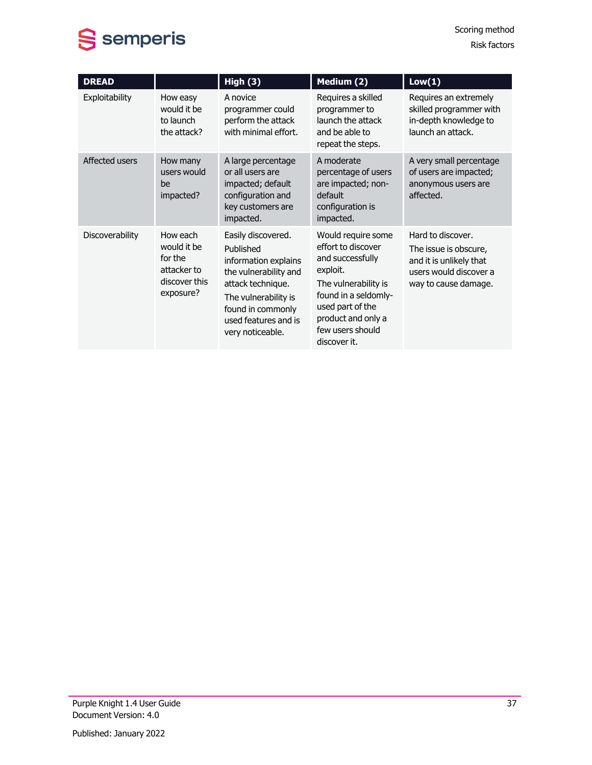| DREAD | | High (3) | Medium (2) | Low(1) |
|---|---|---|---|---|
| Exploitability | How easy would it be to launch the attack? | A novice programmer could perform the attack with minimal effort. | Requires a skilled programmer to launch the attack and be able to repeat the steps. | Requires an extremely skilled programmer with in-depth knowledge to launch an attack. |
| Affected users | How many users would be impacted? | A large percentage or all users are impacted; default configuration and key customers are impacted. | A moderate percentage of users are impacted; non-default configuration is impacted. | A very small percentage of users are impacted; anonymous users are affected. |
| Discoverability | How each would it be for the attacker to discover this exposure? | Easily discovered. Published information explains the vulnerability and attack technique. The vulnerability is found in commonly used features and is very noticeable. | Would require some effort to discover and successfully exploit. The vulnerability is found in a seldomly-used part of the product and only a few users should discover it. | Hard to discover. The issue is obscure, and it is unlikely that users would discover a way to cause damage. |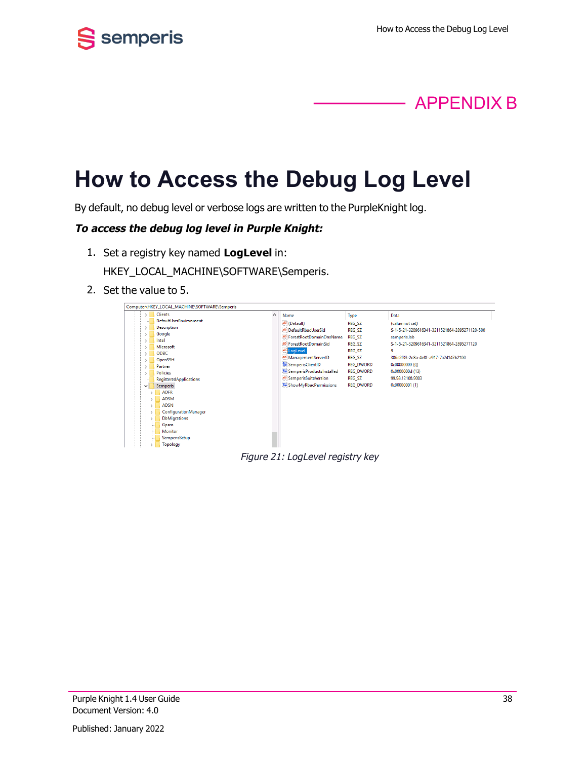APPENDIX B

# How to Access the Debug Log Level

By default, no debug level or verbose logs are written to the PurpleKnight log.

***To access the debug log level in Purple Knight:***

1. Set a registry key named **LogLevel** in:

   HKEY_LOCAL_MACHINE\SOFTWARE\Semperis.

2. Set the value to 5.

*Figure 21: LogLevel registry key*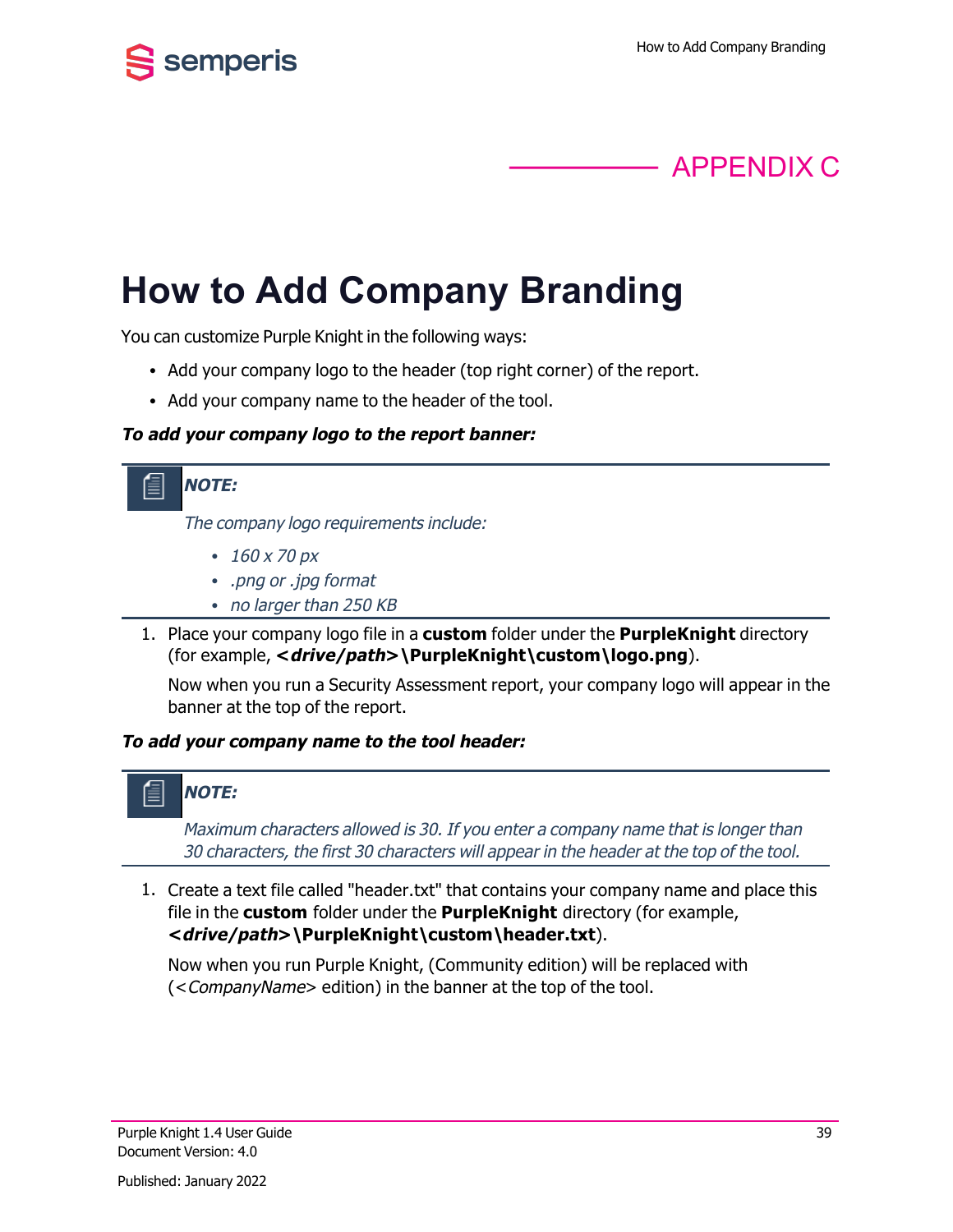APPENDIX C

# How to Add Company Branding

You can customize Purple Knight in the following ways:

- Add your company logo to the header (top right corner) of the report.
- Add your company name to the header of the tool.

***To add your company logo to the report banner:***

> ***NOTE:***
>
> *The company logo requirements include:*
>
> - *160 x 70 px*
> - *.png or .jpg format*
> - *no larger than 250 KB*

1. Place your company logo file in a **custom** folder under the **PurpleKnight** directory (for example, ***<drive/path>*\PurpleKnight\custom\logo.png**).

   Now when you run a Security Assessment report, your company logo will appear in the banner at the top of the report.

***To add your company name to the tool header:***

> ***NOTE:***
>
> *Maximum characters allowed is 30. If you enter a company name that is longer than 30 characters, the first 30 characters will appear in the header at the top of the tool.*

1. Create a text file called "header.txt" that contains your company name and place this file in the **custom** folder under the **PurpleKnight** directory (for example, ***<drive/path>*\PurpleKnight\custom\header.txt**).

   Now when you run Purple Knight, (Community edition) will be replaced with (<*CompanyName*> edition) in the banner at the top of the tool.